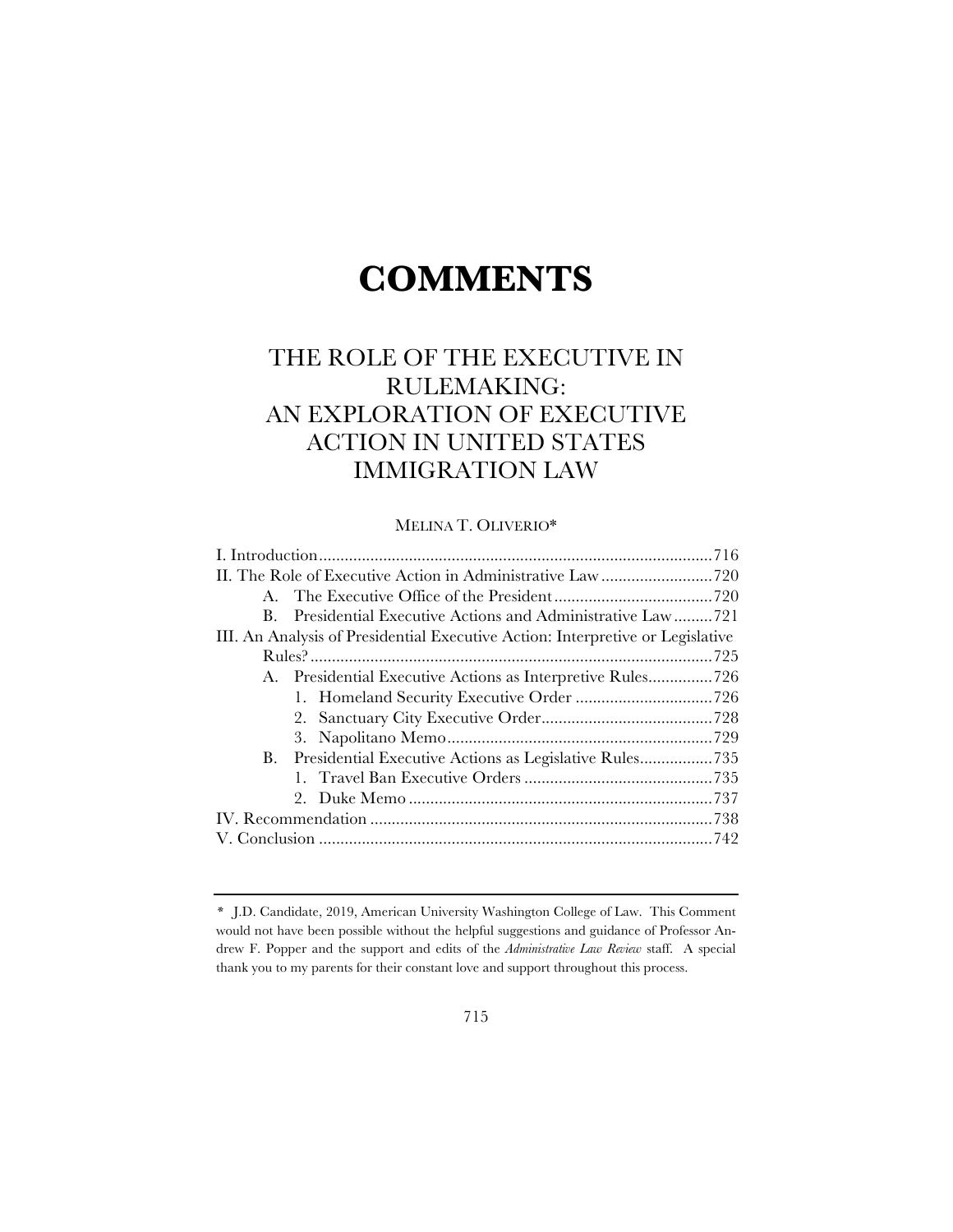# COMMENTS

## THE ROLE OF THE EXECUTIVE IN RULEMAKING: AN EXPLORATION OF EXECUTIVE ACTION IN UNITED STATES IMMIGRATION LAW

MELINA T. OLIVERIO*

I. Introduction ........................................................................................ 716
II. The Role of Executive Action in Administrative Law .......................... 720
  A. The Executive Office of the President ..................................... 720
  B. Presidential Executive Actions and Administrative Law ......... 721
III. An Analysis of Presidential Executive Action: Interpretive or Legislative Rules? ........................................................................................ 725
  A. Presidential Executive Actions as Interpretive Rules ............... 726
    1. Homeland Security Executive Order ................................ 726
    2. Sanctuary City Executive Order ....................................... 728
    3. Napolitano Memo ............................................................ 729
  B. Presidential Executive Actions as Legislative Rules ................. 735
    1. Travel Ban Executive Orders ............................................ 735
    2. Duke Memo ...................................................................... 737
IV. Recommendation ............................................................................. 738
V. Conclusion ........................................................................................ 742

---

\* J.D. Candidate, 2019, American University Washington College of Law. This Comment would not have been possible without the helpful suggestions and guidance of Professor Andrew F. Popper and the support and edits of the *Administrative Law Review* staff. A special thank you to my parents for their constant love and support throughout this process.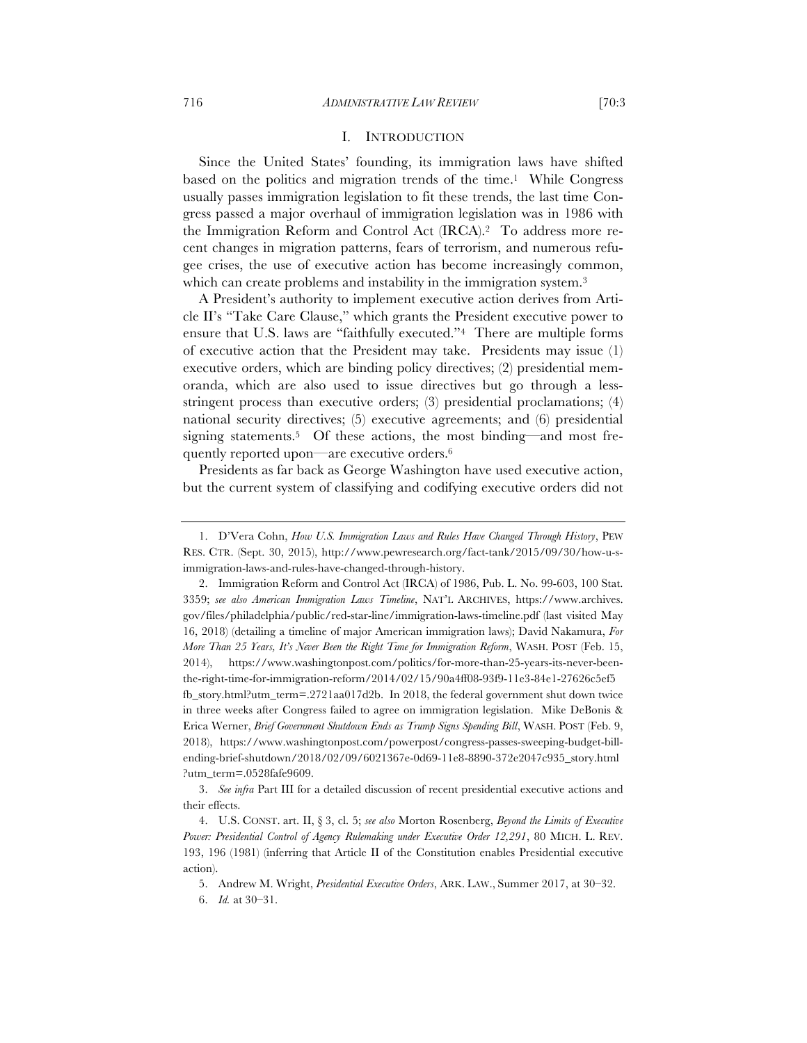## I. INTRODUCTION

Since the United States' founding, its immigration laws have shifted based on the politics and migration trends of the time.[1] While Congress usually passes immigration legislation to fit these trends, the last time Congress passed a major overhaul of immigration legislation was in 1986 with the Immigration Reform and Control Act (IRCA).[2] To address more recent changes in migration patterns, fears of terrorism, and numerous refugee crises, the use of executive action has become increasingly common, which can create problems and instability in the immigration system.[3]

A President's authority to implement executive action derives from Article II's "Take Care Clause," which grants the President executive power to ensure that U.S. laws are "faithfully executed."[4] There are multiple forms of executive action that the President may take. Presidents may issue (1) executive orders, which are binding policy directives; (2) presidential memoranda, which are also used to issue directives but go through a less-stringent process than executive orders; (3) presidential proclamations; (4) national security directives; (5) executive agreements; and (6) presidential signing statements.[5] Of these actions, the most binding—and most frequently reported upon—are executive orders.[6]

Presidents as far back as George Washington have used executive action, but the current system of classifying and codifying executive orders did not

---

1. D'Vera Cohn, *How U.S. Immigration Laws and Rules Have Changed Through History*, PEW RES. CTR. (Sept. 30, 2015), http://www.pewresearch.org/fact-tank/2015/09/30/how-u-s-immigration-laws-and-rules-have-changed-through-history.

2. Immigration Reform and Control Act (IRCA) of 1986, Pub. L. No. 99-603, 100 Stat. 3359; *see also American Immigration Laws Timeline*, NAT'L ARCHIVES, https://www.archives.gov/files/philadelphia/public/red-star-line/immigration-laws-timeline.pdf (last visited May 16, 2018) (detailing a timeline of major American immigration laws); David Nakamura, *For More Than 25 Years, It's Never Been the Right Time for Immigration Reform*, WASH. POST (Feb. 15, 2014), https://www.washingtonpost.com/politics/for-more-than-25-years-its-never-been-the-right-time-for-immigration-reform/2014/02/15/90a4ff08-93f9-11e3-84e1-27626c5ef5fb_story.html?utm_term=.2721aa017d2b. In 2018, the federal government shut down twice in three weeks after Congress failed to agree on immigration legislation. Mike DeBonis & Erica Werner, *Brief Government Shutdown Ends as Trump Signs Spending Bill*, WASH. POST (Feb. 9, 2018), https://www.washingtonpost.com/powerpost/congress-passes-sweeping-budget-bill-ending-brief-shutdown/2018/02/09/6021367e-0d69-11e8-8890-372e2047c935_story.html?utm_term=.0528fafe9609.

3. *See infra* Part III for a detailed discussion of recent presidential executive actions and their effects.

4. U.S. CONST. art. II, § 3, cl. 5; *see also* Morton Rosenberg, *Beyond the Limits of Executive Power: Presidential Control of Agency Rulemaking under Executive Order 12,291*, 80 MICH. L. REV. 193, 196 (1981) (inferring that Article II of the Constitution enables Presidential executive action).

5. Andrew M. Wright, *Presidential Executive Orders*, ARK. LAW., Summer 2017, at 30–32.

6. *Id.* at 30–31.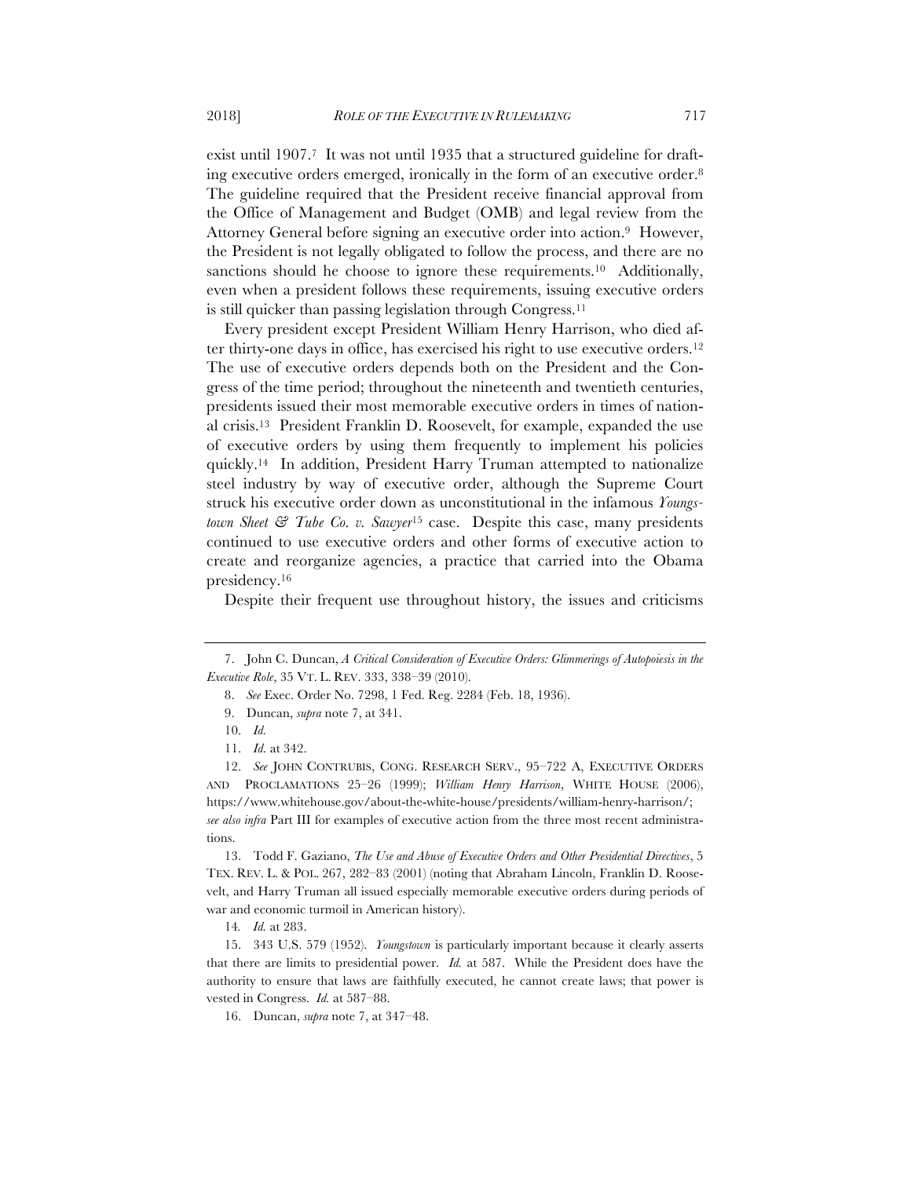exist until 1907.[7] It was not until 1935 that a structured guideline for drafting executive orders emerged, ironically in the form of an executive order.[8] The guideline required that the President receive financial approval from the Office of Management and Budget (OMB) and legal review from the Attorney General before signing an executive order into action.[9] However, the President is not legally obligated to follow the process, and there are no sanctions should he choose to ignore these requirements.[10] Additionally, even when a president follows these requirements, issuing executive orders is still quicker than passing legislation through Congress.[11]

Every president except President William Henry Harrison, who died after thirty-one days in office, has exercised his right to use executive orders.[12] The use of executive orders depends both on the President and the Congress of the time period; throughout the nineteenth and twentieth centuries, presidents issued their most memorable executive orders in times of national crisis.[13] President Franklin D. Roosevelt, for example, expanded the use of executive orders by using them frequently to implement his policies quickly.[14] In addition, President Harry Truman attempted to nationalize steel industry by way of executive order, although the Supreme Court struck his executive order down as unconstitutional in the infamous *Youngstown Sheet & Tube Co. v. Sawyer*[15] case. Despite this case, many presidents continued to use executive orders and other forms of executive action to create and reorganize agencies, a practice that carried into the Obama presidency.[16]

Despite their frequent use throughout history, the issues and criticisms

---

7. John C. Duncan, *A Critical Consideration of Executive Orders: Glimmerings of Autopoiesis in the Executive Role*, 35 VT. L. REV. 333, 338–39 (2010).

8. *See* Exec. Order No. 7298, 1 Fed. Reg. 2284 (Feb. 18, 1936).

9. Duncan, *supra* note 7, at 341.

10. *Id.*

11. *Id.* at 342.

12. *See* JOHN CONTRUBIS, CONG. RESEARCH SERV., 95–722 A, EXECUTIVE ORDERS AND PROCLAMATIONS 25–26 (1999); *William Henry Harrison*, WHITE HOUSE (2006), https://www.whitehouse.gov/about-the-white-house/presidents/william-henry-harrison/; *see also infra* Part III for examples of executive action from the three most recent administrations.

13. Todd F. Gaziano, *The Use and Abuse of Executive Orders and Other Presidential Directives*, 5 TEX. REV. L. & POL. 267, 282–83 (2001) (noting that Abraham Lincoln, Franklin D. Roosevelt, and Harry Truman all issued especially memorable executive orders during periods of war and economic turmoil in American history).

14. *Id.* at 283.

15. 343 U.S. 579 (1952). *Youngstown* is particularly important because it clearly asserts that there are limits to presidential power. *Id.* at 587. While the President does have the authority to ensure that laws are faithfully executed, he cannot create laws; that power is vested in Congress. *Id.* at 587–88.

16. Duncan, *supra* note 7, at 347–48.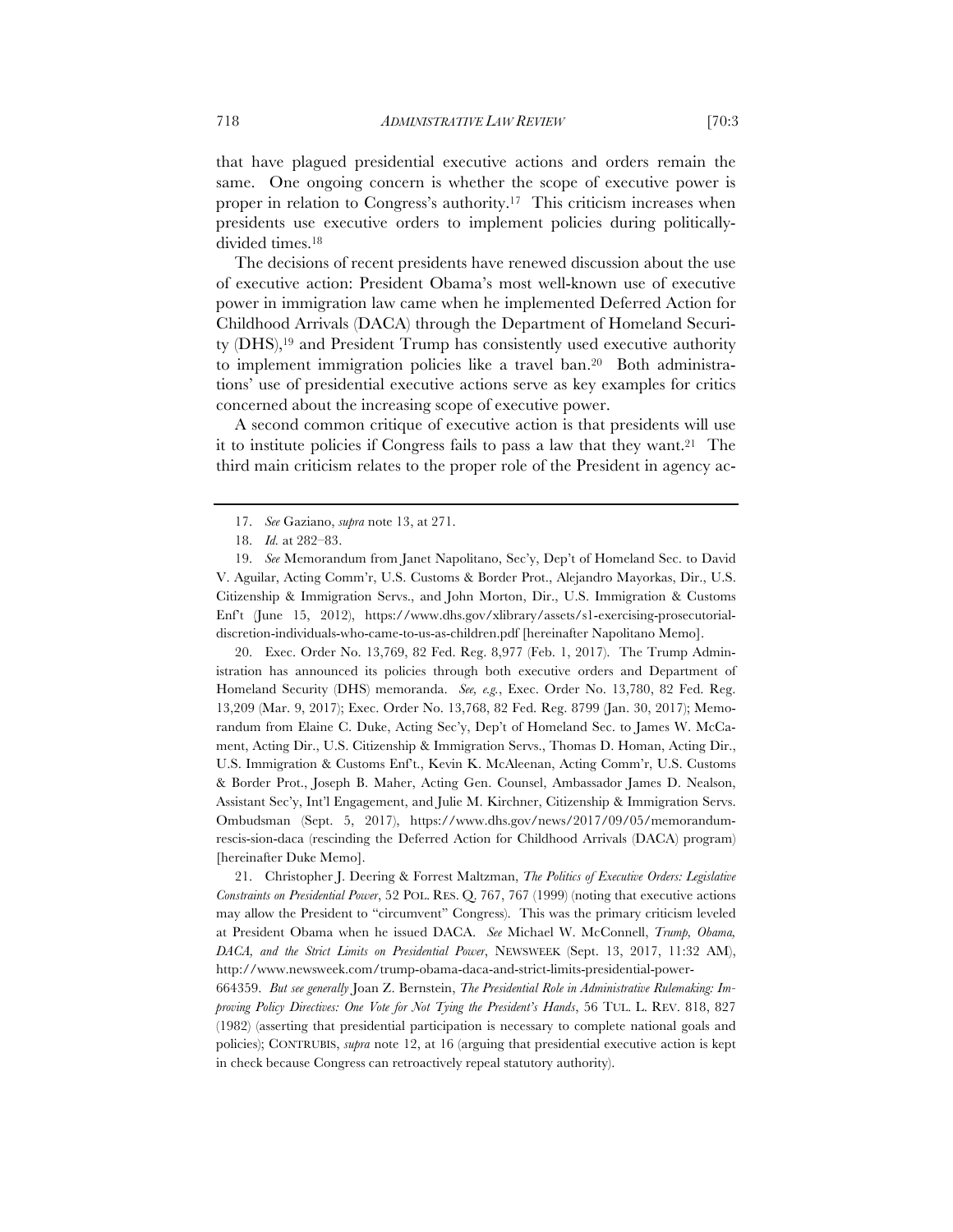that have plagued presidential executive actions and orders remain the same. One ongoing concern is whether the scope of executive power is proper in relation to Congress's authority.[17] This criticism increases when presidents use executive orders to implement policies during politically-divided times.[18]

The decisions of recent presidents have renewed discussion about the use of executive action: President Obama's most well-known use of executive power in immigration law came when he implemented Deferred Action for Childhood Arrivals (DACA) through the Department of Homeland Security (DHS),[19] and President Trump has consistently used executive authority to implement immigration policies like a travel ban.[20] Both administrations' use of presidential executive actions serve as key examples for critics concerned about the increasing scope of executive power.

A second common critique of executive action is that presidents will use it to institute policies if Congress fails to pass a law that they want.[21] The third main criticism relates to the proper role of the President in agency ac-

---

17. *See* Gaziano, *supra* note 13, at 271.

18. *Id.* at 282–83.

19. *See* Memorandum from Janet Napolitano, Sec'y, Dep't of Homeland Sec. to David V. Aguilar, Acting Comm'r, U.S. Customs & Border Prot., Alejandro Mayorkas, Dir., U.S. Citizenship & Immigration Servs., and John Morton, Dir., U.S. Immigration & Customs Enf't (June 15, 2012), https://www.dhs.gov/xlibrary/assets/s1-exercising-prosecutorial-discretion-individuals-who-came-to-us-as-children.pdf [hereinafter Napolitano Memo].

20. Exec. Order No. 13,769, 82 Fed. Reg. 8,977 (Feb. 1, 2017). The Trump Administration has announced its policies through both executive orders and Department of Homeland Security (DHS) memoranda. *See, e.g.*, Exec. Order No. 13,780, 82 Fed. Reg. 13,209 (Mar. 9, 2017); Exec. Order No. 13,768, 82 Fed. Reg. 8799 (Jan. 30, 2017); Memorandum from Elaine C. Duke, Acting Sec'y, Dep't of Homeland Sec. to James W. McCament, Acting Dir., U.S. Citizenship & Immigration Servs., Thomas D. Homan, Acting Dir., U.S. Immigration & Customs Enf't., Kevin K. McAleenan, Acting Comm'r, U.S. Customs & Border Prot., Joseph B. Maher, Acting Gen. Counsel, Ambassador James D. Nealson, Assistant Sec'y, Int'l Engagement, and Julie M. Kirchner, Citizenship & Immigration Servs. Ombudsman (Sept. 5, 2017), https://www.dhs.gov/news/2017/09/05/memorandum-rescis-sion-daca (rescinding the Deferred Action for Childhood Arrivals (DACA) program) [hereinafter Duke Memo].

21. Christopher J. Deering & Forrest Maltzman, *The Politics of Executive Orders: Legislative Constraints on Presidential Power*, 52 POL. RES. Q. 767, 767 (1999) (noting that executive actions may allow the President to "circumvent" Congress). This was the primary criticism leveled at President Obama when he issued DACA. *See* Michael W. McConnell, *Trump, Obama, DACA, and the Strict Limits on Presidential Power*, NEWSWEEK (Sept. 13, 2017, 11:32 AM), http://www.newsweek.com/trump-obama-daca-and-strict-limits-presidential-power-664359. *But see generally* Joan Z. Bernstein, *The Presidential Role in Administrative Rulemaking: Improving Policy Directives: One Vote for Not Tying the President's Hands*, 56 TUL. L. REV. 818, 827 (1982) (asserting that presidential participation is necessary to complete national goals and policies); CONTRUBIS, *supra* note 12, at 16 (arguing that presidential executive action is kept in check because Congress can retroactively repeal statutory authority).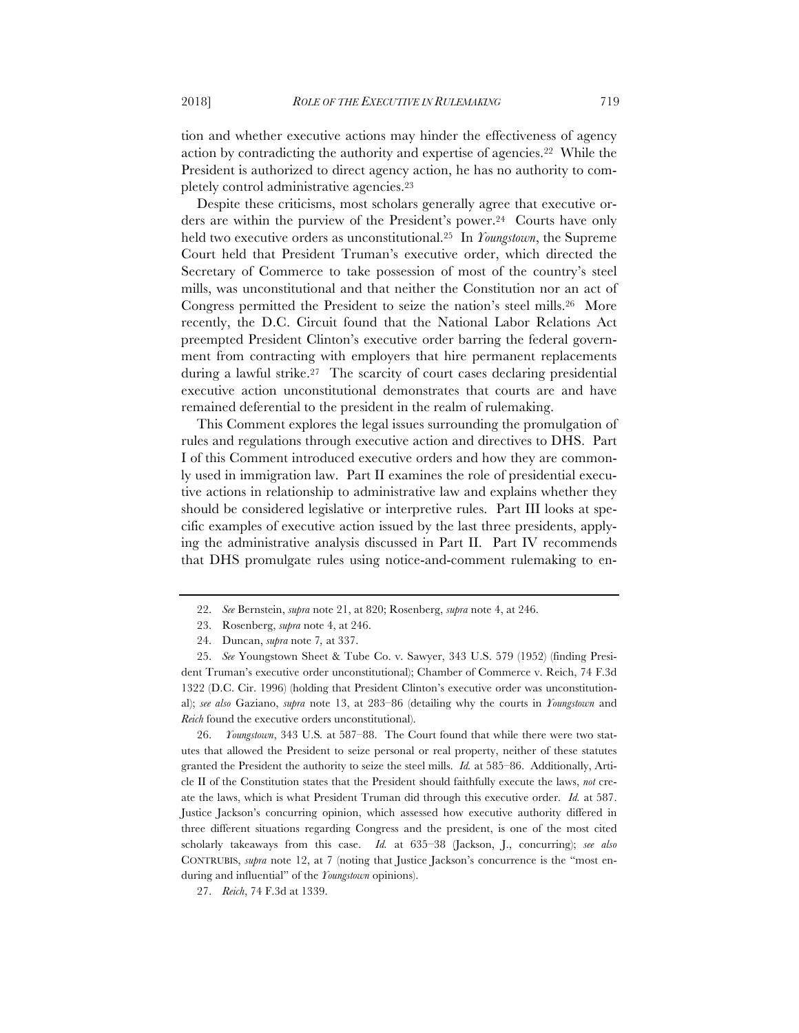tion and whether executive actions may hinder the effectiveness of agency action by contradicting the authority and expertise of agencies.[22] While the President is authorized to direct agency action, he has no authority to completely control administrative agencies.[23]

Despite these criticisms, most scholars generally agree that executive orders are within the purview of the President's power.[24] Courts have only held two executive orders as unconstitutional.[25] In *Youngstown*, the Supreme Court held that President Truman's executive order, which directed the Secretary of Commerce to take possession of most of the country's steel mills, was unconstitutional and that neither the Constitution nor an act of Congress permitted the President to seize the nation's steel mills.[26] More recently, the D.C. Circuit found that the National Labor Relations Act preempted President Clinton's executive order barring the federal government from contracting with employers that hire permanent replacements during a lawful strike.[27] The scarcity of court cases declaring presidential executive action unconstitutional demonstrates that courts are and have remained deferential to the president in the realm of rulemaking.

This Comment explores the legal issues surrounding the promulgation of rules and regulations through executive action and directives to DHS. Part I of this Comment introduced executive orders and how they are commonly used in immigration law. Part II examines the role of presidential executive actions in relationship to administrative law and explains whether they should be considered legislative or interpretive rules. Part III looks at specific examples of executive action issued by the last three presidents, applying the administrative analysis discussed in Part II. Part IV recommends that DHS promulgate rules using notice-and-comment rulemaking to en-

---

22. *See* Bernstein, *supra* note 21, at 820; Rosenberg, *supra* note 4, at 246.

23. Rosenberg, *supra* note 4, at 246.

24. Duncan, *supra* note 7, at 337.

25. *See* Youngstown Sheet & Tube Co. v. Sawyer, 343 U.S. 579 (1952) (finding President Truman's executive order unconstitutional); Chamber of Commerce v. Reich, 74 F.3d 1322 (D.C. Cir. 1996) (holding that President Clinton's executive order was unconstitutional); *see also* Gaziano, *supra* note 13, at 283–86 (detailing why the courts in *Youngstown* and *Reich* found the executive orders unconstitutional).

26. *Youngstown*, 343 U.S. at 587–88. The Court found that while there were two statutes that allowed the President to seize personal or real property, neither of these statutes granted the President the authority to seize the steel mills. *Id.* at 585–86. Additionally, Article II of the Constitution states that the President should faithfully execute the laws, *not* create the laws, which is what President Truman did through this executive order. *Id.* at 587. Justice Jackson's concurring opinion, which assessed how executive authority differed in three different situations regarding Congress and the president, is one of the most cited scholarly takeaways from this case. *Id.* at 635–38 (Jackson, J., concurring); *see also* CONTRUBIS, *supra* note 12, at 7 (noting that Justice Jackson's concurrence is the "most enduring and influential" of the *Youngstown* opinions).

27. *Reich*, 74 F.3d at 1339.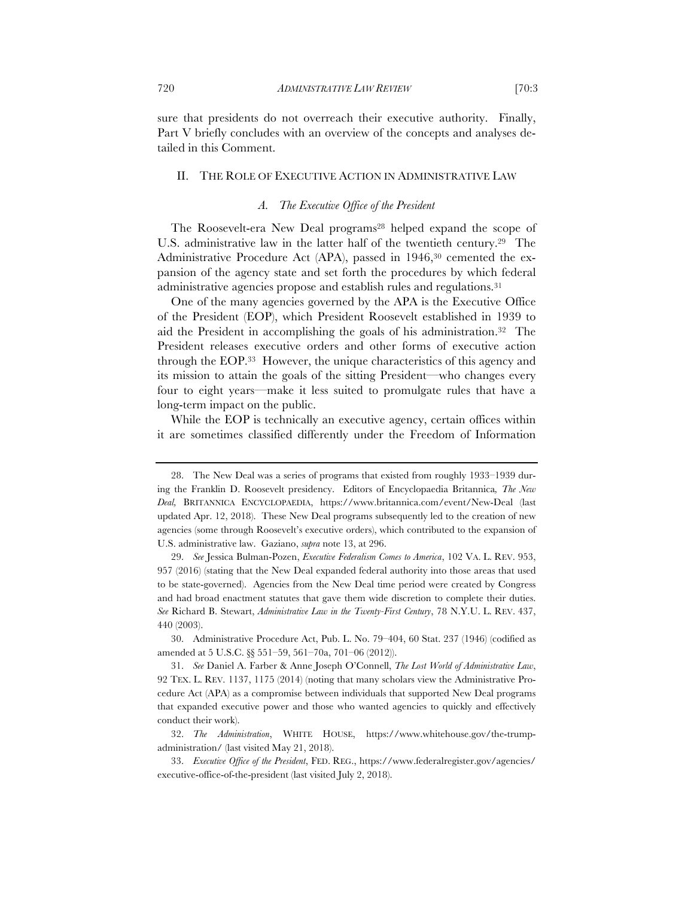sure that presidents do not overreach their executive authority. Finally, Part V briefly concludes with an overview of the concepts and analyses detailed in this Comment.

## II. THE ROLE OF EXECUTIVE ACTION IN ADMINISTRATIVE LAW

### *A. The Executive Office of the President*

The Roosevelt-era New Deal programs[28] helped expand the scope of U.S. administrative law in the latter half of the twentieth century.[29] The Administrative Procedure Act (APA), passed in 1946,[30] cemented the expansion of the agency state and set forth the procedures by which federal administrative agencies propose and establish rules and regulations.[31]

One of the many agencies governed by the APA is the Executive Office of the President (EOP), which President Roosevelt established in 1939 to aid the President in accomplishing the goals of his administration.[32] The President releases executive orders and other forms of executive action through the EOP.[33] However, the unique characteristics of this agency and its mission to attain the goals of the sitting President—who changes every four to eight years—make it less suited to promulgate rules that have a long-term impact on the public.

While the EOP is technically an executive agency, certain offices within it are sometimes classified differently under the Freedom of Information

---

28. The New Deal was a series of programs that existed from roughly 1933–1939 during the Franklin D. Roosevelt presidency. Editors of Encyclopaedia Britannica, *The New Deal,* BRITANNICA ENCYCLOPAEDIA, https://www.britannica.com/event/New-Deal (last updated Apr. 12, 2018). These New Deal programs subsequently led to the creation of new agencies (some through Roosevelt's executive orders), which contributed to the expansion of U.S. administrative law. Gaziano, *supra* note 13, at 296.

29. *See* Jessica Bulman-Pozen, *Executive Federalism Comes to America*, 102 VA. L. REV. 953, 957 (2016) (stating that the New Deal expanded federal authority into those areas that used to be state-governed). Agencies from the New Deal time period were created by Congress and had broad enactment statutes that gave them wide discretion to complete their duties. *See* Richard B. Stewart, *Administrative Law in the Twenty-First Century*, 78 N.Y.U. L. REV. 437, 440 (2003).

30. Administrative Procedure Act, Pub. L. No. 79–404, 60 Stat. 237 (1946) (codified as amended at 5 U.S.C. §§ 551–59, 561–70a, 701–06 (2012)).

31. *See* Daniel A. Farber & Anne Joseph O'Connell, *The Lost World of Administrative Law*, 92 TEX. L. REV. 1137, 1175 (2014) (noting that many scholars view the Administrative Procedure Act (APA) as a compromise between individuals that supported New Deal programs that expanded executive power and those who wanted agencies to quickly and effectively conduct their work).

32. *The Administration*, WHITE HOUSE, https://www.whitehouse.gov/the-trump-administration/ (last visited May 21, 2018).

33. *Executive Office of the President*, FED. REG., https://www.federalregister.gov/agencies/executive-office-of-the-president (last visited July 2, 2018).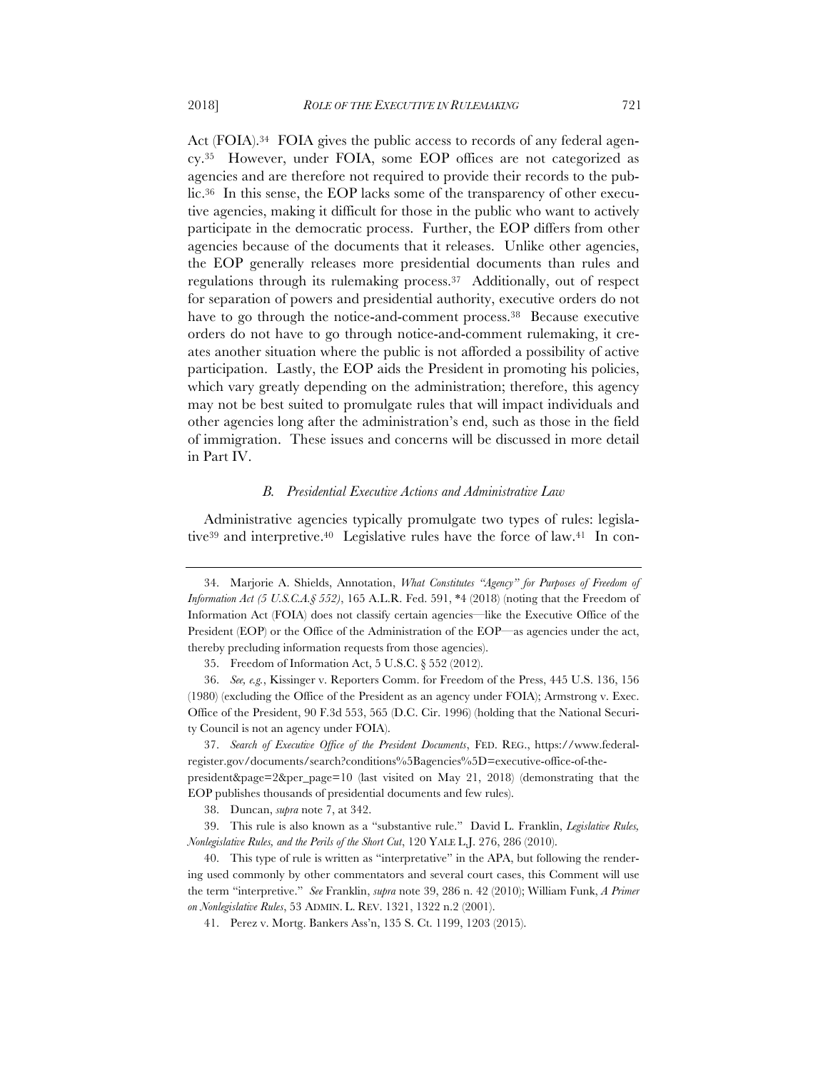Act (FOIA).[34] FOIA gives the public access to records of any federal agency.[35] However, under FOIA, some EOP offices are not categorized as agencies and are therefore not required to provide their records to the public.[36] In this sense, the EOP lacks some of the transparency of other executive agencies, making it difficult for those in the public who want to actively participate in the democratic process. Further, the EOP differs from other agencies because of the documents that it releases. Unlike other agencies, the EOP generally releases more presidential documents than rules and regulations through its rulemaking process.[37] Additionally, out of respect for separation of powers and presidential authority, executive orders do not have to go through the notice-and-comment process.[38] Because executive orders do not have to go through notice-and-comment rulemaking, it creates another situation where the public is not afforded a possibility of active participation. Lastly, the EOP aids the President in promoting his policies, which vary greatly depending on the administration; therefore, this agency may not be best suited to promulgate rules that will impact individuals and other agencies long after the administration's end, such as those in the field of immigration. These issues and concerns will be discussed in more detail in Part IV.

### *B. Presidential Executive Actions and Administrative Law*

Administrative agencies typically promulgate two types of rules: legislative[39] and interpretive.[40] Legislative rules have the force of law.[41] In con-

---

34. Marjorie A. Shields, Annotation, *What Constitutes "Agency" for Purposes of Freedom of Information Act (5 U.S.C.A.§ 552)*, 165 A.L.R. Fed. 591, *4 (2018) (noting that the Freedom of Information Act (FOIA) does not classify certain agencies—like the Executive Office of the President (EOP) or the Office of the Administration of the EOP—as agencies under the act, thereby precluding information requests from those agencies).

35. Freedom of Information Act, 5 U.S.C. § 552 (2012).

36. *See, e.g.*, Kissinger v. Reporters Comm. for Freedom of the Press, 445 U.S. 136, 156 (1980) (excluding the Office of the President as an agency under FOIA); Armstrong v. Exec. Office of the President, 90 F.3d 553, 565 (D.C. Cir. 1996) (holding that the National Security Council is not an agency under FOIA).

37. *Search of Executive Office of the President Documents*, FED. REG., https://www.federalregister.gov/documents/search?conditions%5Bagencies%5D=executive-office-of-the-president&page=2&per_page=10 (last visited on May 21, 2018) (demonstrating that the EOP publishes thousands of presidential documents and few rules).

38. Duncan, *supra* note 7, at 342.

39. This rule is also known as a "substantive rule." David L. Franklin, *Legislative Rules, Nonlegislative Rules, and the Perils of the Short Cut*, 120 YALE L.J. 276, 286 (2010).

40. This type of rule is written as "interpretative" in the APA, but following the rendering used commonly by other commentators and several court cases, this Comment will use the term "interpretive." *See* Franklin, *supra* note 39, 286 n. 42 (2010); William Funk, *A Primer on Nonlegislative Rules*, 53 ADMIN. L. REV. 1321, 1322 n.2 (2001).

41. Perez v. Mortg. Bankers Ass'n, 135 S. Ct. 1199, 1203 (2015).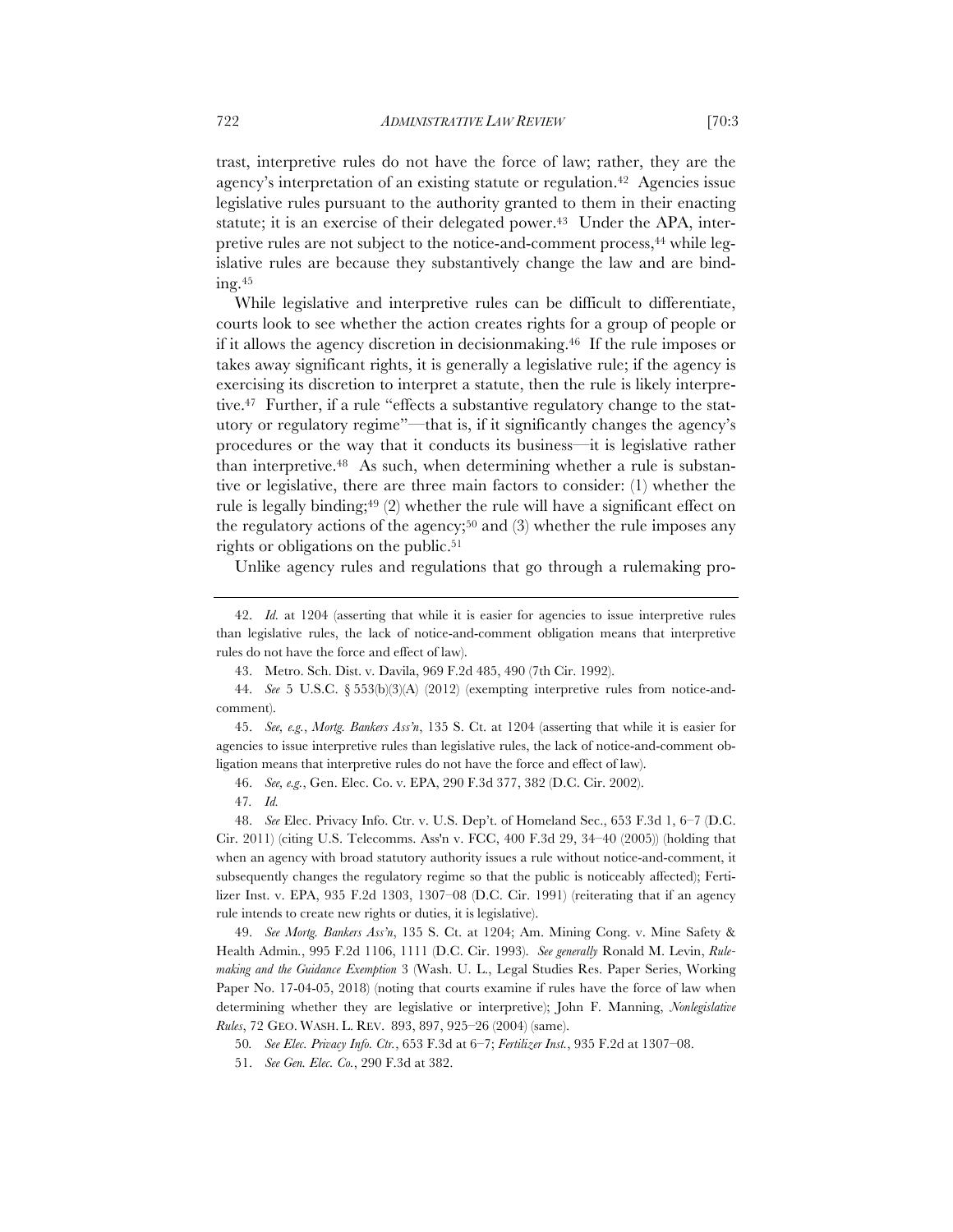trast, interpretive rules do not have the force of law; rather, they are the agency's interpretation of an existing statute or regulation.[42] Agencies issue legislative rules pursuant to the authority granted to them in their enacting statute; it is an exercise of their delegated power.[43] Under the APA, interpretive rules are not subject to the notice-and-comment process,[44] while legislative rules are because they substantively change the law and are binding.[45]

While legislative and interpretive rules can be difficult to differentiate, courts look to see whether the action creates rights for a group of people or if it allows the agency discretion in decisionmaking.[46] If the rule imposes or takes away significant rights, it is generally a legislative rule; if the agency is exercising its discretion to interpret a statute, then the rule is likely interpretive.[47] Further, if a rule "effects a substantive regulatory change to the statutory or regulatory regime"—that is, if it significantly changes the agency's procedures or the way that it conducts its business—it is legislative rather than interpretive.[48] As such, when determining whether a rule is substantive or legislative, there are three main factors to consider: (1) whether the rule is legally binding;[49] (2) whether the rule will have a significant effect on the regulatory actions of the agency;[50] and (3) whether the rule imposes any rights or obligations on the public.[51]

Unlike agency rules and regulations that go through a rulemaking pro-

---

42. *Id.* at 1204 (asserting that while it is easier for agencies to issue interpretive rules than legislative rules, the lack of notice-and-comment obligation means that interpretive rules do not have the force and effect of law).

43. Metro. Sch. Dist. v. Davila, 969 F.2d 485, 490 (7th Cir. 1992).

44. *See* 5 U.S.C. § 553(b)(3)(A) (2012) (exempting interpretive rules from notice-and-comment).

45. *See, e.g.*, *Mortg. Bankers Ass'n*, 135 S. Ct. at 1204 (asserting that while it is easier for agencies to issue interpretive rules than legislative rules, the lack of notice-and-comment obligation means that interpretive rules do not have the force and effect of law).

46. *See, e.g.*, Gen. Elec. Co. v. EPA, 290 F.3d 377, 382 (D.C. Cir. 2002).

47. *Id.*

48. *See* Elec. Privacy Info. Ctr. v. U.S. Dep't. of Homeland Sec., 653 F.3d 1, 6–7 (D.C. Cir. 2011) (citing U.S. Telecomms. Ass'n v. FCC, 400 F.3d 29, 34–40 (2005)) (holding that when an agency with broad statutory authority issues a rule without notice-and-comment, it subsequently changes the regulatory regime so that the public is noticeably affected); Fertilizer Inst. v. EPA, 935 F.2d 1303, 1307–08 (D.C. Cir. 1991) (reiterating that if an agency rule intends to create new rights or duties, it is legislative).

49. *See Mortg. Bankers Ass'n*, 135 S. Ct. at 1204; Am. Mining Cong. v. Mine Safety & Health Admin., 995 F.2d 1106, 1111 (D.C. Cir. 1993). *See generally* Ronald M. Levin, *Rulemaking and the Guidance Exemption* 3 (Wash. U. L., Legal Studies Res. Paper Series, Working Paper No. 17-04-05, 2018) (noting that courts examine if rules have the force of law when determining whether they are legislative or interpretive); John F. Manning, *Nonlegislative Rules*, 72 GEO. WASH. L. REV. 893, 897, 925–26 (2004) (same).

50. *See Elec. Privacy Info. Ctr.*, 653 F.3d at 6–7; *Fertilizer Inst.*, 935 F.2d at 1307–08.

51. *See Gen. Elec. Co.*, 290 F.3d at 382.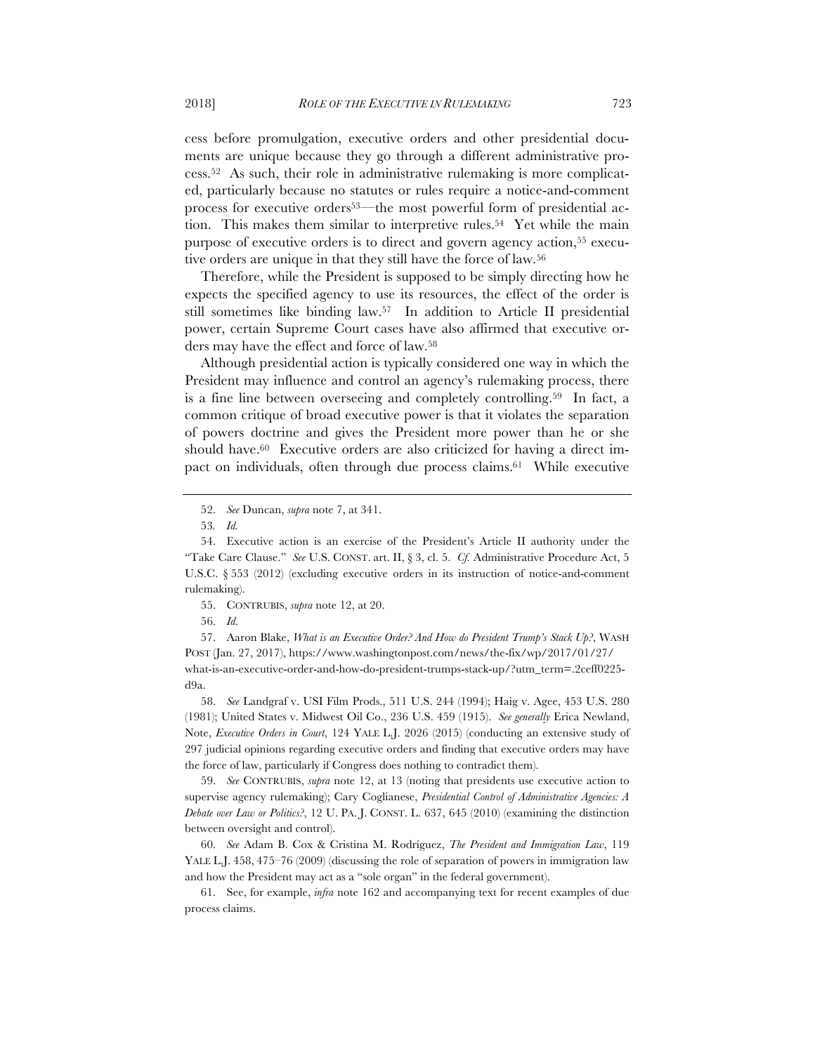cess before promulgation, executive orders and other presidential documents are unique because they go through a different administrative process.[52] As such, their role in administrative rulemaking is more complicated, particularly because no statutes or rules require a notice-and-comment process for executive orders[53]—the most powerful form of presidential action. This makes them similar to interpretive rules.[54] Yet while the main purpose of executive orders is to direct and govern agency action,[55] executive orders are unique in that they still have the force of law.[56]

Therefore, while the President is supposed to be simply directing how he expects the specified agency to use its resources, the effect of the order is still sometimes like binding law.[57] In addition to Article II presidential power, certain Supreme Court cases have also affirmed that executive orders may have the effect and force of law.[58]

Although presidential action is typically considered one way in which the President may influence and control an agency's rulemaking process, there is a fine line between overseeing and completely controlling.[59] In fact, a common critique of broad executive power is that it violates the separation of powers doctrine and gives the President more power than he or she should have.[60] Executive orders are also criticized for having a direct impact on individuals, often through due process claims.[61] While executive

---

52. *See* Duncan, *supra* note 7, at 341.

53. *Id.*

54. Executive action is an exercise of the President's Article II authority under the "Take Care Clause." *See* U.S. CONST. art. II, § 3, cl. 5. *Cf.* Administrative Procedure Act, 5 U.S.C. § 553 (2012) (excluding executive orders in its instruction of notice-and-comment rulemaking).

55. CONTRUBIS, *supra* note 12, at 20.

56. *Id.*

57. Aaron Blake, *What is an Executive Order? And How do President Trump's Stack Up?*, WASH POST (Jan. 27, 2017), https://www.washingtonpost.com/news/the-fix/wp/2017/01/27/what-is-an-executive-order-and-how-do-president-trumps-stack-up/?utm_term=.2ceff0225d9a.

58. *See* Landgraf v. USI Film Prods., 511 U.S. 244 (1994); Haig v. Agee, 453 U.S. 280 (1981); United States v. Midwest Oil Co., 236 U.S. 459 (1915). *See generally* Erica Newland, Note, *Executive Orders in Court*, 124 YALE L.J. 2026 (2015) (conducting an extensive study of 297 judicial opinions regarding executive orders and finding that executive orders may have the force of law, particularly if Congress does nothing to contradict them).

59. *See* CONTRUBIS, *supra* note 12, at 13 (noting that presidents use executive action to supervise agency rulemaking); Cary Coglianese, *Presidential Control of Administrative Agencies: A Debate over Law or Politics?*, 12 U. PA. J. CONST. L. 637, 645 (2010) (examining the distinction between oversight and control).

60. *See* Adam B. Cox & Cristina M. Rodríguez, *The President and Immigration Law*, 119 YALE L.J. 458, 475–76 (2009) (discussing the role of separation of powers in immigration law and how the President may act as a "sole organ" in the federal government).

61. See, for example, *infra* note 162 and accompanying text for recent examples of due process claims.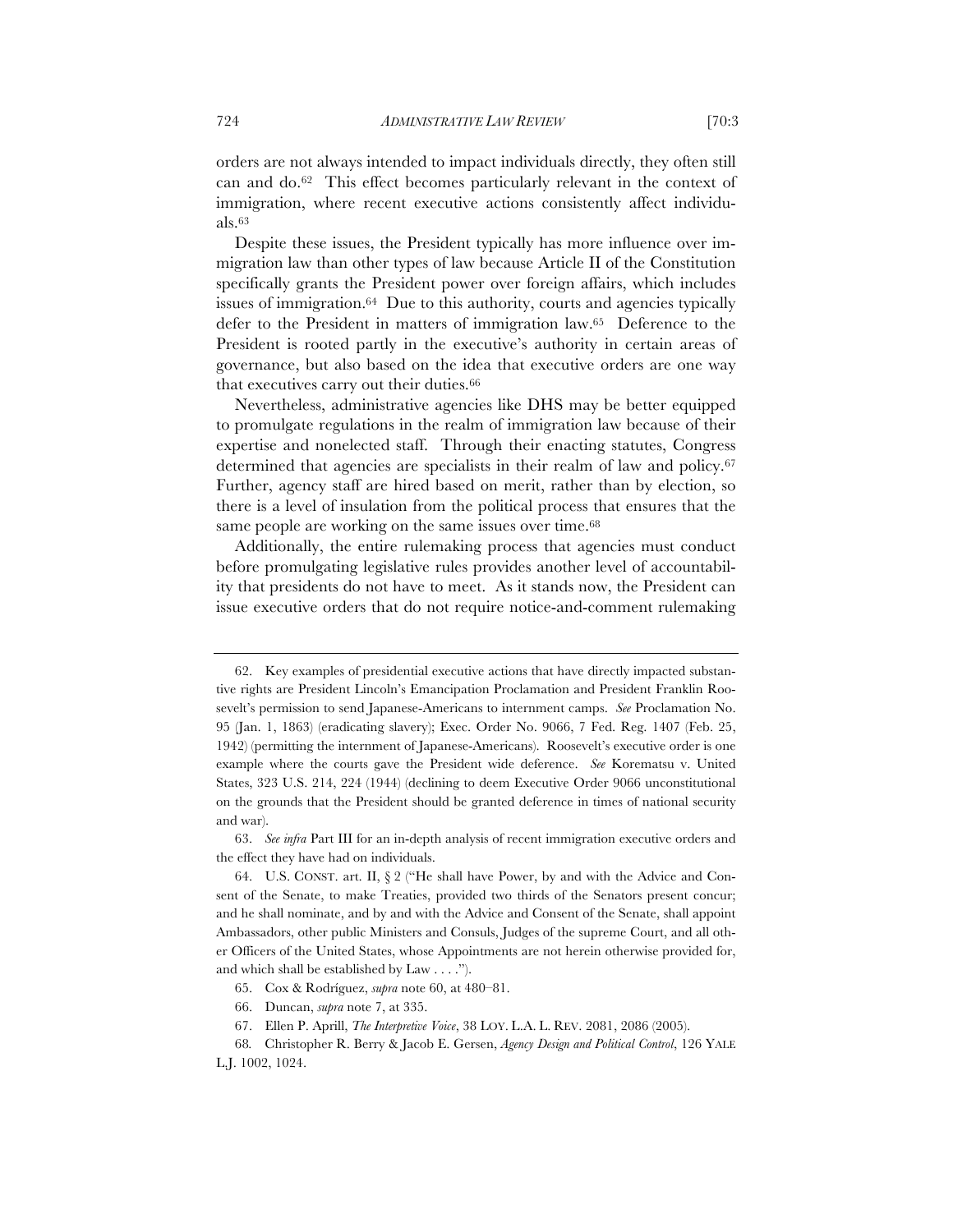orders are not always intended to impact individuals directly, they often still can and do.[62] This effect becomes particularly relevant in the context of immigration, where recent executive actions consistently affect individuals.[63]

Despite these issues, the President typically has more influence over immigration law than other types of law because Article II of the Constitution specifically grants the President power over foreign affairs, which includes issues of immigration.[64] Due to this authority, courts and agencies typically defer to the President in matters of immigration law.[65] Deference to the President is rooted partly in the executive's authority in certain areas of governance, but also based on the idea that executive orders are one way that executives carry out their duties.[66]

Nevertheless, administrative agencies like DHS may be better equipped to promulgate regulations in the realm of immigration law because of their expertise and nonelected staff. Through their enacting statutes, Congress determined that agencies are specialists in their realm of law and policy.[67] Further, agency staff are hired based on merit, rather than by election, so there is a level of insulation from the political process that ensures that the same people are working on the same issues over time.[68]

Additionally, the entire rulemaking process that agencies must conduct before promulgating legislative rules provides another level of accountability that presidents do not have to meet. As it stands now, the President can issue executive orders that do not require notice-and-comment rulemaking

---

62. Key examples of presidential executive actions that have directly impacted substantive rights are President Lincoln's Emancipation Proclamation and President Franklin Roosevelt's permission to send Japanese-Americans to internment camps. *See* Proclamation No. 95 (Jan. 1, 1863) (eradicating slavery); Exec. Order No. 9066, 7 Fed. Reg. 1407 (Feb. 25, 1942) (permitting the internment of Japanese-Americans). Roosevelt's executive order is one example where the courts gave the President wide deference. *See* Korematsu v. United States, 323 U.S. 214, 224 (1944) (declining to deem Executive Order 9066 unconstitutional on the grounds that the President should be granted deference in times of national security and war).

63. *See infra* Part III for an in-depth analysis of recent immigration executive orders and the effect they have had on individuals.

64. U.S. CONST. art. II, § 2 ("He shall have Power, by and with the Advice and Consent of the Senate, to make Treaties, provided two thirds of the Senators present concur; and he shall nominate, and by and with the Advice and Consent of the Senate, shall appoint Ambassadors, other public Ministers and Consuls, Judges of the supreme Court, and all other Officers of the United States, whose Appointments are not herein otherwise provided for, and which shall be established by Law . . . .").

65. Cox & Rodríguez, *supra* note 60, at 480–81.

66. Duncan, *supra* note 7, at 335.

67. Ellen P. Aprill, *The Interpretive Voice*, 38 LOY. L.A. L. REV. 2081, 2086 (2005).

68. Christopher R. Berry & Jacob E. Gersen, *Agency Design and Political Control*, 126 YALE L.J. 1002, 1024.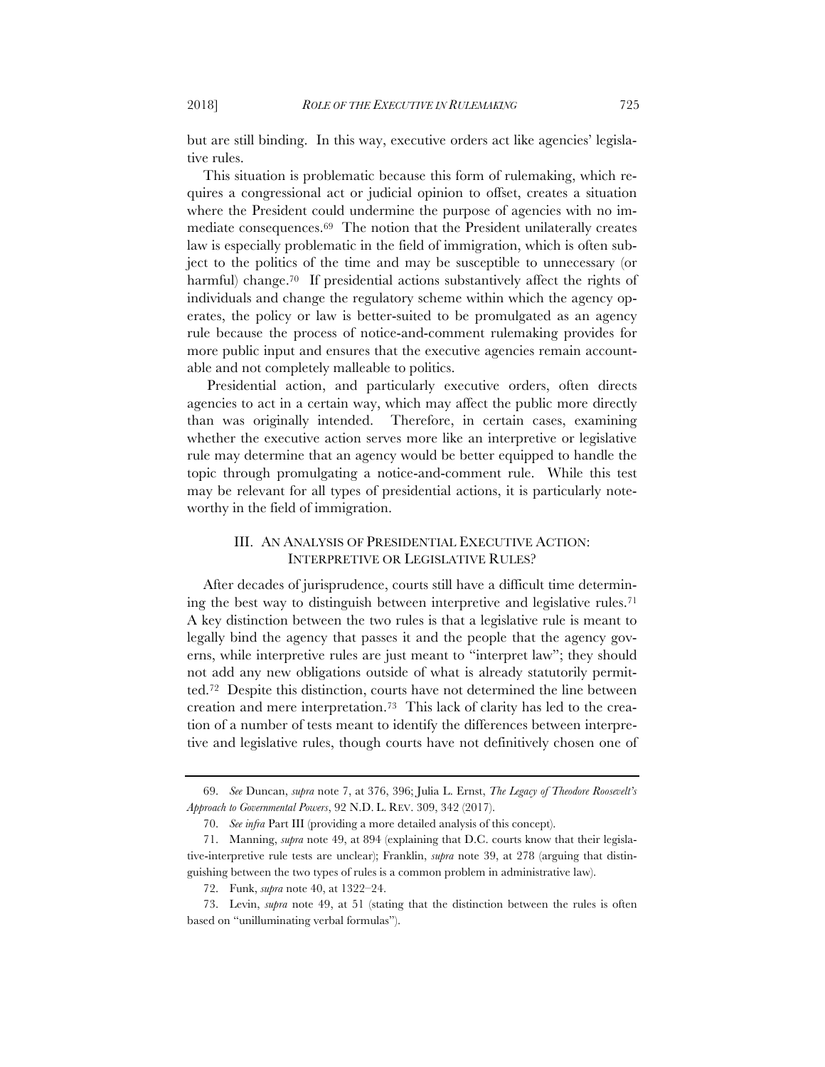but are still binding. In this way, executive orders act like agencies' legislative rules.

This situation is problematic because this form of rulemaking, which requires a congressional act or judicial opinion to offset, creates a situation where the President could undermine the purpose of agencies with no immediate consequences.[69] The notion that the President unilaterally creates law is especially problematic in the field of immigration, which is often subject to the politics of the time and may be susceptible to unnecessary (or harmful) change.[70] If presidential actions substantively affect the rights of individuals and change the regulatory scheme within which the agency operates, the policy or law is better-suited to be promulgated as an agency rule because the process of notice-and-comment rulemaking provides for more public input and ensures that the executive agencies remain accountable and not completely malleable to politics.

Presidential action, and particularly executive orders, often directs agencies to act in a certain way, which may affect the public more directly than was originally intended. Therefore, in certain cases, examining whether the executive action serves more like an interpretive or legislative rule may determine that an agency would be better equipped to handle the topic through promulgating a notice-and-comment rule. While this test may be relevant for all types of presidential actions, it is particularly noteworthy in the field of immigration.

## III. AN ANALYSIS OF PRESIDENTIAL EXECUTIVE ACTION: INTERPRETIVE OR LEGISLATIVE RULES?

After decades of jurisprudence, courts still have a difficult time determining the best way to distinguish between interpretive and legislative rules.[71] A key distinction between the two rules is that a legislative rule is meant to legally bind the agency that passes it and the people that the agency governs, while interpretive rules are just meant to "interpret law"; they should not add any new obligations outside of what is already statutorily permitted.[72] Despite this distinction, courts have not determined the line between creation and mere interpretation.[73] This lack of clarity has led to the creation of a number of tests meant to identify the differences between interpretive and legislative rules, though courts have not definitively chosen one of

---

69. *See* Duncan, *supra* note 7, at 376, 396; Julia L. Ernst, *The Legacy of Theodore Roosevelt's Approach to Governmental Powers*, 92 N.D. L. REV. 309, 342 (2017).

70. *See infra* Part III (providing a more detailed analysis of this concept).

71. Manning, *supra* note 49, at 894 (explaining that D.C. courts know that their legislative-interpretive rule tests are unclear); Franklin, *supra* note 39, at 278 (arguing that distinguishing between the two types of rules is a common problem in administrative law).

72. Funk, *supra* note 40, at 1322–24.

73. Levin, *supra* note 49, at 51 (stating that the distinction between the rules is often based on "unilluminating verbal formulas").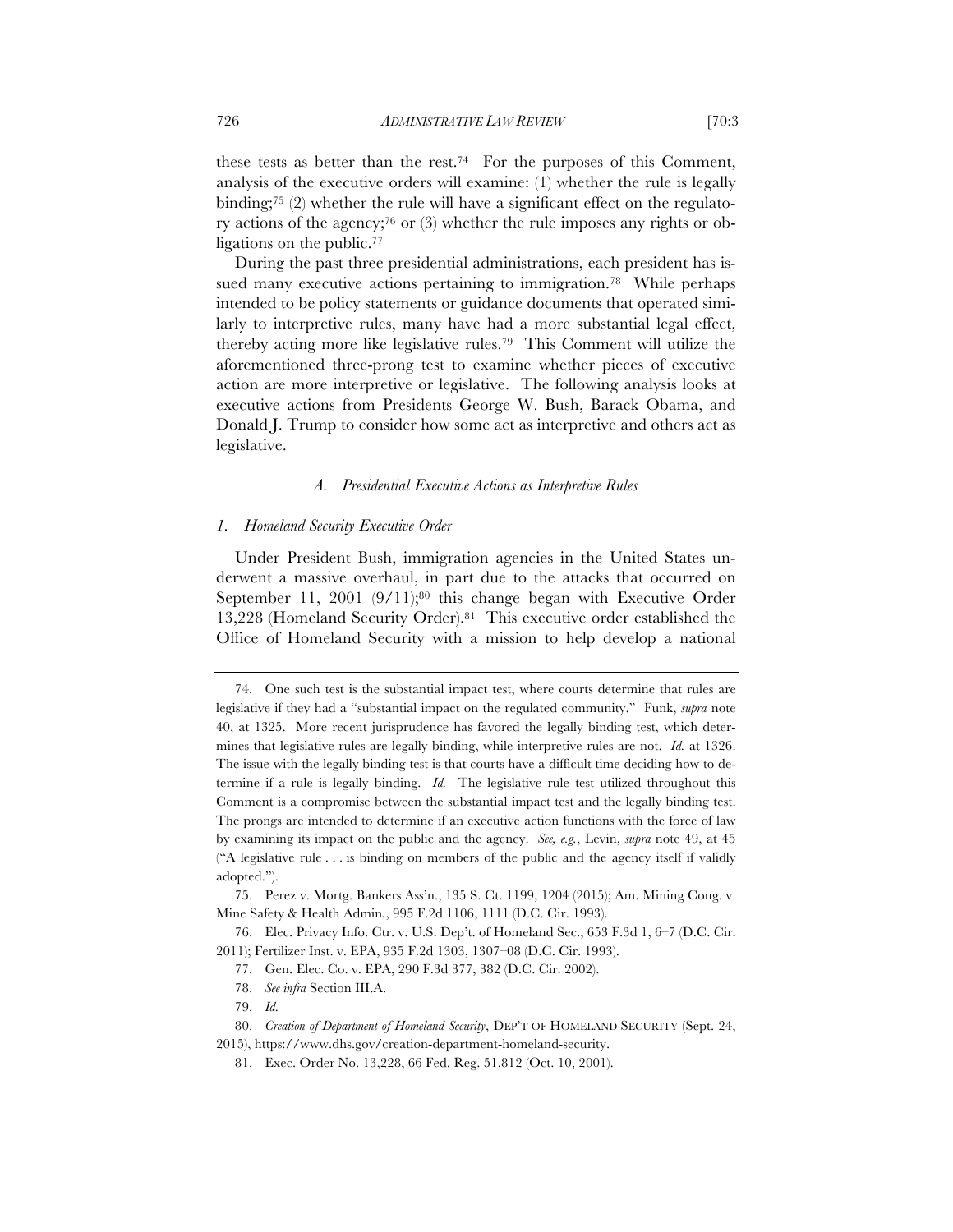these tests as better than the rest.[74] For the purposes of this Comment, analysis of the executive orders will examine: (1) whether the rule is legally binding;[75] (2) whether the rule will have a significant effect on the regulatory actions of the agency;[76] or (3) whether the rule imposes any rights or obligations on the public.[77]

During the past three presidential administrations, each president has issued many executive actions pertaining to immigration.[78] While perhaps intended to be policy statements or guidance documents that operated similarly to interpretive rules, many have had a more substantial legal effect, thereby acting more like legislative rules.[79] This Comment will utilize the aforementioned three-prong test to examine whether pieces of executive action are more interpretive or legislative. The following analysis looks at executive actions from Presidents George W. Bush, Barack Obama, and Donald J. Trump to consider how some act as interpretive and others act as legislative.

### *A. Presidential Executive Actions as Interpretive Rules*

#### *1. Homeland Security Executive Order*

Under President Bush, immigration agencies in the United States underwent a massive overhaul, in part due to the attacks that occurred on September 11, 2001 (9/11);[80] this change began with Executive Order 13,228 (Homeland Security Order).[81] This executive order established the Office of Homeland Security with a mission to help develop a national

---

74. One such test is the substantial impact test, where courts determine that rules are legislative if they had a "substantial impact on the regulated community." Funk, *supra* note 40, at 1325. More recent jurisprudence has favored the legally binding test, which determines that legislative rules are legally binding, while interpretive rules are not. *Id.* at 1326. The issue with the legally binding test is that courts have a difficult time deciding how to determine if a rule is legally binding. *Id.* The legislative rule test utilized throughout this Comment is a compromise between the substantial impact test and the legally binding test. The prongs are intended to determine if an executive action functions with the force of law by examining its impact on the public and the agency. *See, e.g.*, Levin, *supra* note 49, at 45 ("A legislative rule . . . is binding on members of the public and the agency itself if validly adopted.").

75. Perez v. Mortg. Bankers Ass'n., 135 S. Ct. 1199, 1204 (2015); Am. Mining Cong. v. Mine Safety & Health Admin*.*, 995 F.2d 1106, 1111 (D.C. Cir. 1993).

76. Elec. Privacy Info. Ctr. v. U.S. Dep't. of Homeland Sec., 653 F.3d 1, 6–7 (D.C. Cir. 2011); Fertilizer Inst. v. EPA, 935 F.2d 1303, 1307–08 (D.C. Cir. 1993).

77. Gen. Elec. Co. v. EPA, 290 F.3d 377, 382 (D.C. Cir. 2002).

78. *See infra* Section III.A.

79. *Id.*

80. *Creation of Department of Homeland Security*, DEP'T OF HOMELAND SECURITY (Sept. 24, 2015), https://www.dhs.gov/creation-department-homeland-security.

81. Exec. Order No. 13,228, 66 Fed. Reg. 51,812 (Oct. 10, 2001).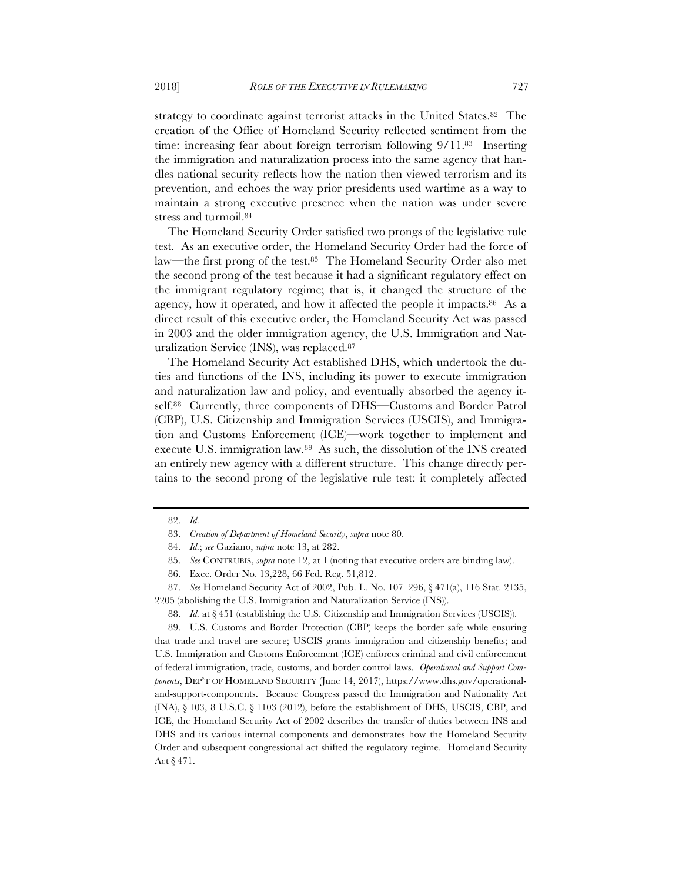strategy to coordinate against terrorist attacks in the United States.[82] The creation of the Office of Homeland Security reflected sentiment from the time: increasing fear about foreign terrorism following 9/11.[83] Inserting the immigration and naturalization process into the same agency that handles national security reflects how the nation then viewed terrorism and its prevention, and echoes the way prior presidents used wartime as a way to maintain a strong executive presence when the nation was under severe stress and turmoil.[84]

The Homeland Security Order satisfied two prongs of the legislative rule test. As an executive order, the Homeland Security Order had the force of law—the first prong of the test.[85] The Homeland Security Order also met the second prong of the test because it had a significant regulatory effect on the immigrant regulatory regime; that is, it changed the structure of the agency, how it operated, and how it affected the people it impacts.[86] As a direct result of this executive order, the Homeland Security Act was passed in 2003 and the older immigration agency, the U.S. Immigration and Naturalization Service (INS), was replaced.[87]

The Homeland Security Act established DHS, which undertook the duties and functions of the INS, including its power to execute immigration and naturalization law and policy, and eventually absorbed the agency itself.[88] Currently, three components of DHS—Customs and Border Patrol (CBP), U.S. Citizenship and Immigration Services (USCIS), and Immigration and Customs Enforcement (ICE)—work together to implement and execute U.S. immigration law.[89] As such, the dissolution of the INS created an entirely new agency with a different structure. This change directly pertains to the second prong of the legislative rule test: it completely affected

---

82. *Id.*

83. *Creation of Department of Homeland Security*, *supra* note 80.

84. *Id.*; *see* Gaziano, *supra* note 13, at 282.

85. *See* CONTRUBIS, *supra* note 12, at 1 (noting that executive orders are binding law).

86. Exec. Order No. 13,228, 66 Fed. Reg. 51,812.

87. *See* Homeland Security Act of 2002, Pub. L. No. 107–296, § 471(a), 116 Stat. 2135, 2205 (abolishing the U.S. Immigration and Naturalization Service (INS)).

88. *Id.* at § 451 (establishing the U.S. Citizenship and Immigration Services (USCIS)).

89. U.S. Customs and Border Protection (CBP) keeps the border safe while ensuring that trade and travel are secure; USCIS grants immigration and citizenship benefits; and U.S. Immigration and Customs Enforcement (ICE) enforces criminal and civil enforcement of federal immigration, trade, customs, and border control laws. *Operational and Support Components*, DEP'T OF HOMELAND SECURITY (June 14, 2017), https://www.dhs.gov/operational-and-support-components. Because Congress passed the Immigration and Nationality Act (INA), § 103, 8 U.S.C. § 1103 (2012), before the establishment of DHS, USCIS, CBP, and ICE, the Homeland Security Act of 2002 describes the transfer of duties between INS and DHS and its various internal components and demonstrates how the Homeland Security Order and subsequent congressional act shifted the regulatory regime. Homeland Security Act § 471.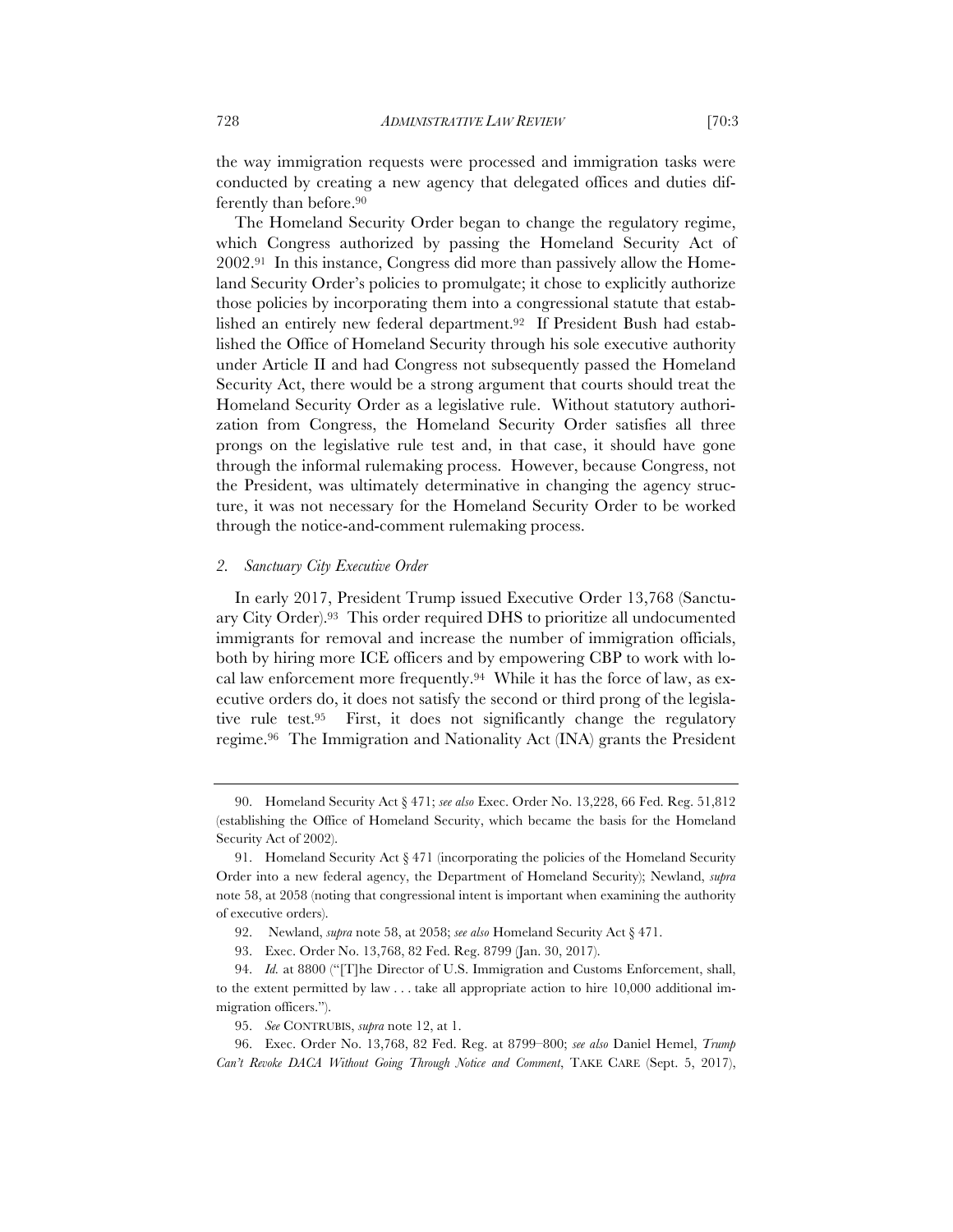the way immigration requests were processed and immigration tasks were conducted by creating a new agency that delegated offices and duties differently than before.[90]

The Homeland Security Order began to change the regulatory regime, which Congress authorized by passing the Homeland Security Act of 2002.[91] In this instance, Congress did more than passively allow the Homeland Security Order's policies to promulgate; it chose to explicitly authorize those policies by incorporating them into a congressional statute that established an entirely new federal department.[92] If President Bush had established the Office of Homeland Security through his sole executive authority under Article II and had Congress not subsequently passed the Homeland Security Act, there would be a strong argument that courts should treat the Homeland Security Order as a legislative rule. Without statutory authorization from Congress, the Homeland Security Order satisfies all three prongs on the legislative rule test and, in that case, it should have gone through the informal rulemaking process. However, because Congress, not the President, was ultimately determinative in changing the agency structure, it was not necessary for the Homeland Security Order to be worked through the notice-and-comment rulemaking process.

### *2. Sanctuary City Executive Order*

In early 2017, President Trump issued Executive Order 13,768 (Sanctuary City Order).[93] This order required DHS to prioritize all undocumented immigrants for removal and increase the number of immigration officials, both by hiring more ICE officers and by empowering CBP to work with local law enforcement more frequently.[94] While it has the force of law, as executive orders do, it does not satisfy the second or third prong of the legislative rule test.[95] First, it does not significantly change the regulatory regime.[96] The Immigration and Nationality Act (INA) grants the President

---

90. Homeland Security Act § 471; *see also* Exec. Order No. 13,228, 66 Fed. Reg. 51,812 (establishing the Office of Homeland Security, which became the basis for the Homeland Security Act of 2002).

91. Homeland Security Act § 471 (incorporating the policies of the Homeland Security Order into a new federal agency, the Department of Homeland Security); Newland, *supra* note 58, at 2058 (noting that congressional intent is important when examining the authority of executive orders).

92. Newland, *supra* note 58, at 2058; *see also* Homeland Security Act § 471.

93. Exec. Order No. 13,768, 82 Fed. Reg. 8799 (Jan. 30, 2017).

94. *Id.* at 8800 ("[T]he Director of U.S. Immigration and Customs Enforcement, shall, to the extent permitted by law . . . take all appropriate action to hire 10,000 additional immigration officers.").

95. *See* CONTRUBIS, *supra* note 12, at 1.

96. Exec. Order No. 13,768, 82 Fed. Reg. at 8799–800; *see also* Daniel Hemel, *Trump Can't Revoke DACA Without Going Through Notice and Comment*, TAKE CARE (Sept. 5, 2017),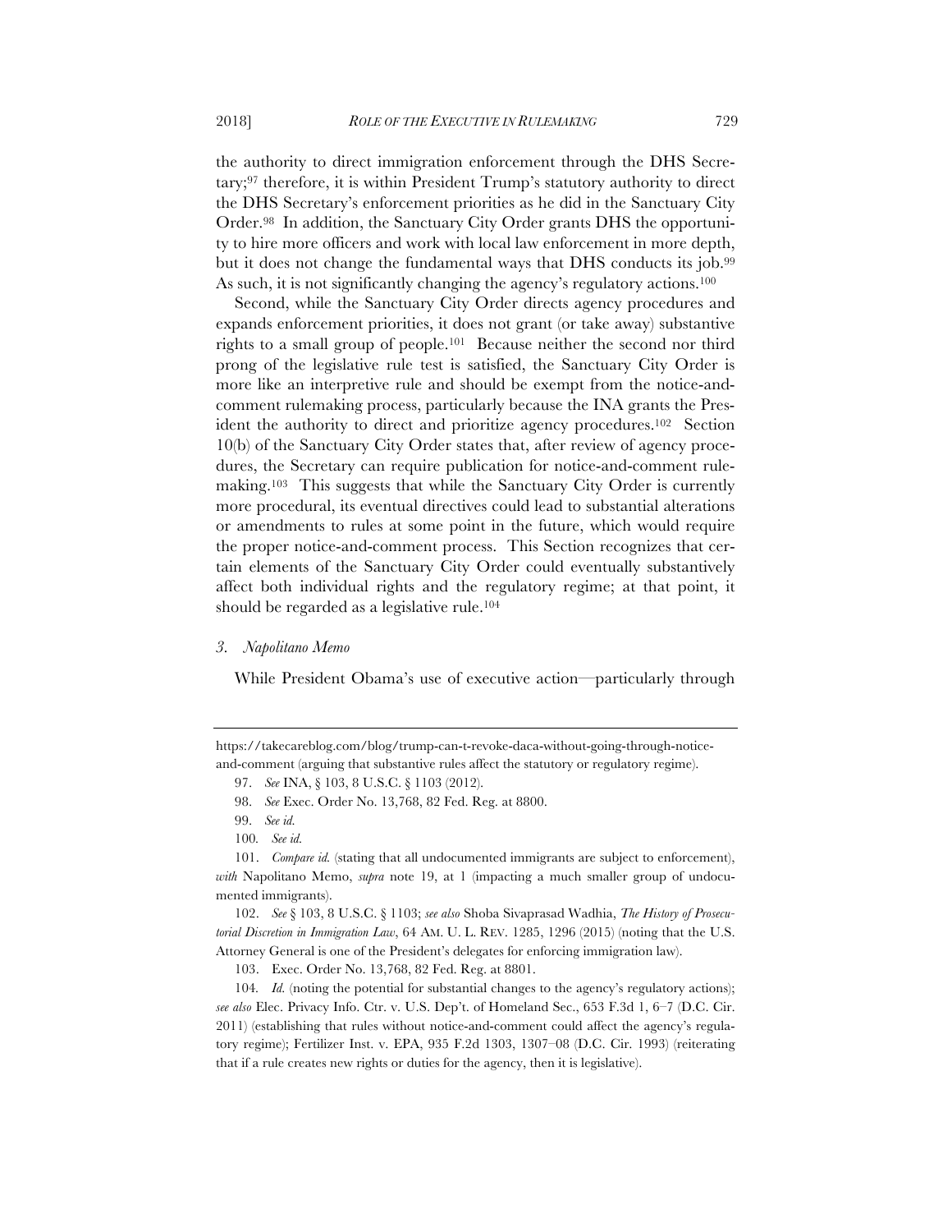the authority to direct immigration enforcement through the DHS Secretary;[97] therefore, it is within President Trump's statutory authority to direct the DHS Secretary's enforcement priorities as he did in the Sanctuary City Order.[98] In addition, the Sanctuary City Order grants DHS the opportunity to hire more officers and work with local law enforcement in more depth, but it does not change the fundamental ways that DHS conducts its job.[99] As such, it is not significantly changing the agency's regulatory actions.[100]

Second, while the Sanctuary City Order directs agency procedures and expands enforcement priorities, it does not grant (or take away) substantive rights to a small group of people.[101] Because neither the second nor third prong of the legislative rule test is satisfied, the Sanctuary City Order is more like an interpretive rule and should be exempt from the notice-and-comment rulemaking process, particularly because the INA grants the President the authority to direct and prioritize agency procedures.[102] Section 10(b) of the Sanctuary City Order states that, after review of agency procedures, the Secretary can require publication for notice-and-comment rulemaking.[103] This suggests that while the Sanctuary City Order is currently more procedural, its eventual directives could lead to substantial alterations or amendments to rules at some point in the future, which would require the proper notice-and-comment process. This Section recognizes that certain elements of the Sanctuary City Order could eventually substantively affect both individual rights and the regulatory regime; at that point, it should be regarded as a legislative rule.[104]

### *3. Napolitano Memo*

While President Obama's use of executive action—particularly through

---

https://takecareblog.com/blog/trump-can-t-revoke-daca-without-going-through-notice-and-comment (arguing that substantive rules affect the statutory or regulatory regime).

97. *See* INA, § 103, 8 U.S.C. § 1103 (2012).

98. *See* Exec. Order No. 13,768, 82 Fed. Reg. at 8800.

99. *See id.*

100. *See id.*

101. *Compare id.* (stating that all undocumented immigrants are subject to enforcement), *with* Napolitano Memo, *supra* note 19, at 1 (impacting a much smaller group of undocumented immigrants).

102. *See* § 103, 8 U.S.C. § 1103; *see also* Shoba Sivaprasad Wadhia, *The History of Prosecutorial Discretion in Immigration Law*, 64 AM. U. L. REV. 1285, 1296 (2015) (noting that the U.S. Attorney General is one of the President's delegates for enforcing immigration law).

103. Exec. Order No. 13,768, 82 Fed. Reg. at 8801.

104. *Id.* (noting the potential for substantial changes to the agency's regulatory actions); *see also* Elec. Privacy Info. Ctr. v. U.S. Dep't. of Homeland Sec., 653 F.3d 1, 6–7 (D.C. Cir. 2011) (establishing that rules without notice-and-comment could affect the agency's regulatory regime); Fertilizer Inst. v. EPA, 935 F.2d 1303, 1307–08 (D.C. Cir. 1993) (reiterating that if a rule creates new rights or duties for the agency, then it is legislative).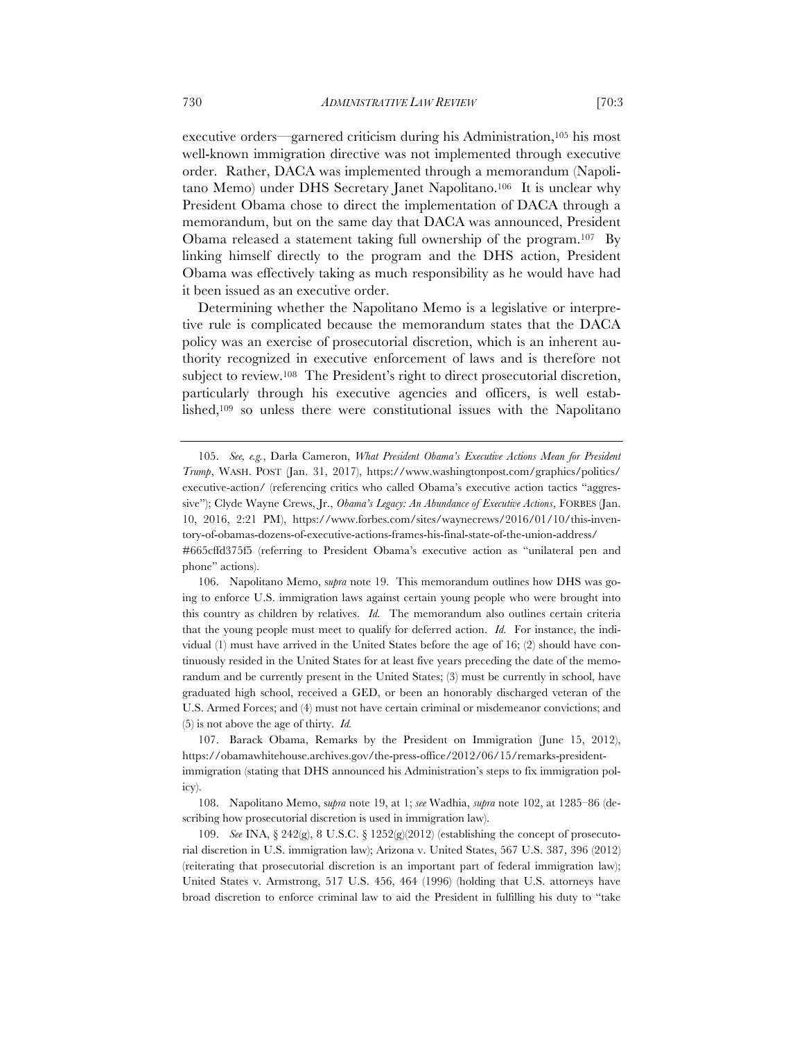executive orders—garnered criticism during his Administration,[105] his most well-known immigration directive was not implemented through executive order. Rather, DACA was implemented through a memorandum (Napolitano Memo) under DHS Secretary Janet Napolitano.[106] It is unclear why President Obama chose to direct the implementation of DACA through a memorandum, but on the same day that DACA was announced, President Obama released a statement taking full ownership of the program.[107] By linking himself directly to the program and the DHS action, President Obama was effectively taking as much responsibility as he would have had it been issued as an executive order.

Determining whether the Napolitano Memo is a legislative or interpretive rule is complicated because the memorandum states that the DACA policy was an exercise of prosecutorial discretion, which is an inherent authority recognized in executive enforcement of laws and is therefore not subject to review.[108] The President's right to direct prosecutorial discretion, particularly through his executive agencies and officers, is well established,[109] so unless there were constitutional issues with the Napolitano

---

105. *See, e.g.*, Darla Cameron, *What President Obama's Executive Actions Mean for President Trump*, WASH. POST (Jan. 31, 2017), https://www.washingtonpost.com/graphics/politics/executive-action/ (referencing critics who called Obama's executive action tactics "aggressive"); Clyde Wayne Crews, Jr., *Obama's Legacy: An Abundance of Executive Actions*, FORBES (Jan. 10, 2016, 2:21 PM), https://www.forbes.com/sites/waynecrews/2016/01/10/this-inventory-of-obamas-dozens-of-executive-actions-frames-his-final-state-of-the-union-address/#665cffd375f5 (referring to President Obama's executive action as "unilateral pen and phone" actions).

106. Napolitano Memo, *supra* note 19. This memorandum outlines how DHS was going to enforce U.S. immigration laws against certain young people who were brought into this country as children by relatives. *Id.* The memorandum also outlines certain criteria that the young people must meet to qualify for deferred action. *Id.* For instance, the individual (1) must have arrived in the United States before the age of 16; (2) should have continuously resided in the United States for at least five years preceding the date of the memorandum and be currently present in the United States; (3) must be currently in school, have graduated high school, received a GED, or been an honorably discharged veteran of the U.S. Armed Forces; and (4) must not have certain criminal or misdemeanor convictions; and (5) is not above the age of thirty. *Id.*

107. Barack Obama, Remarks by the President on Immigration (June 15, 2012), https://obamawhitehouse.archives.gov/the-press-office/2012/06/15/remarks-president-immigration (stating that DHS announced his Administration's steps to fix immigration policy).

108. Napolitano Memo, *supra* note 19, at 1; *see* Wadhia, *supra* note 102, at 1285–86 (describing how prosecutorial discretion is used in immigration law).

109. *See* INA, § 242(g), 8 U.S.C. § 1252(g)(2012) (establishing the concept of prosecutorial discretion in U.S. immigration law); Arizona v. United States, 567 U.S. 387, 396 (2012) (reiterating that prosecutorial discretion is an important part of federal immigration law); United States v. Armstrong, 517 U.S. 456, 464 (1996) (holding that U.S. attorneys have broad discretion to enforce criminal law to aid the President in fulfilling his duty to "take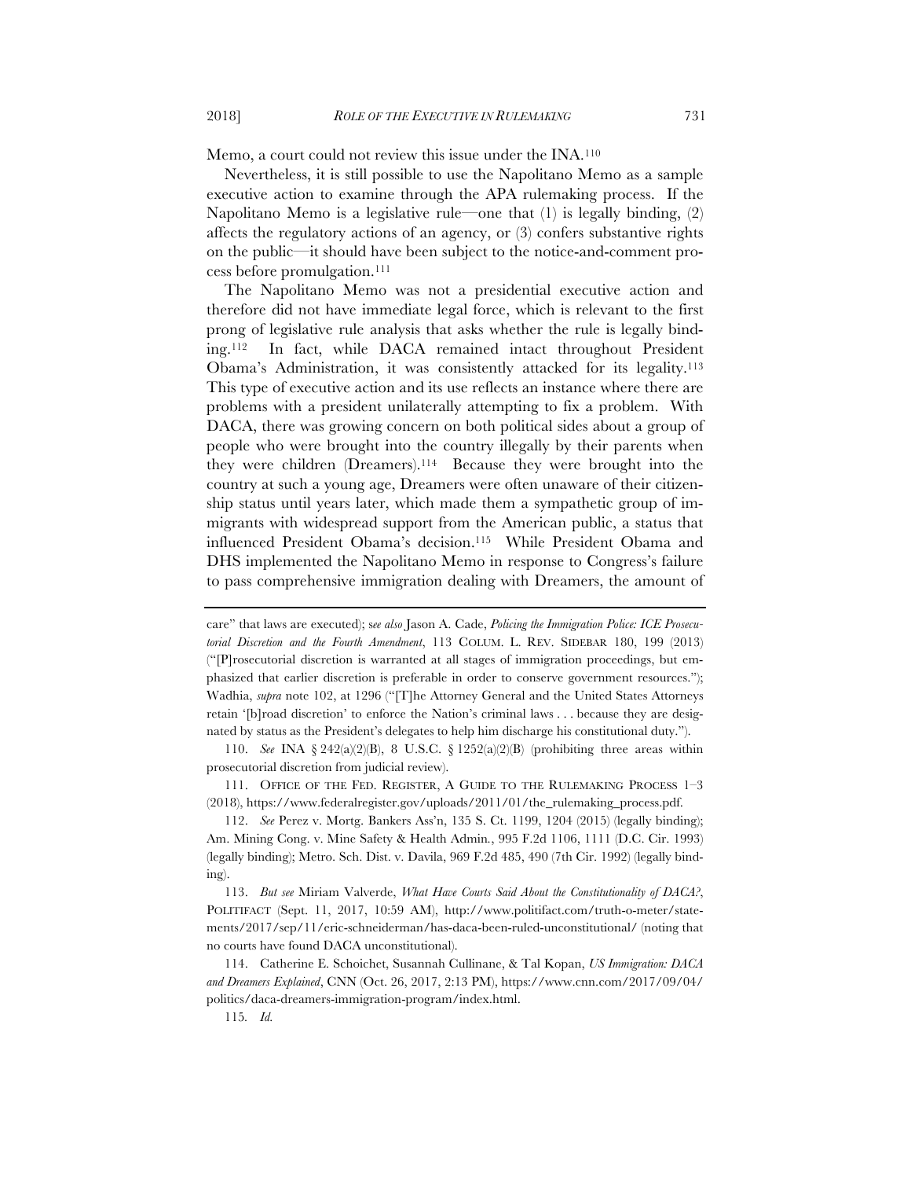Memo, a court could not review this issue under the INA.[110]

Nevertheless, it is still possible to use the Napolitano Memo as a sample executive action to examine through the APA rulemaking process. If the Napolitano Memo is a legislative rule—one that (1) is legally binding, (2) affects the regulatory actions of an agency, or (3) confers substantive rights on the public—it should have been subject to the notice-and-comment process before promulgation.[111]

The Napolitano Memo was not a presidential executive action and therefore did not have immediate legal force, which is relevant to the first prong of legislative rule analysis that asks whether the rule is legally binding.[112] In fact, while DACA remained intact throughout President Obama's Administration, it was consistently attacked for its legality.[113] This type of executive action and its use reflects an instance where there are problems with a president unilaterally attempting to fix a problem. With DACA, there was growing concern on both political sides about a group of people who were brought into the country illegally by their parents when they were children (Dreamers).[114] Because they were brought into the country at such a young age, Dreamers were often unaware of their citizenship status until years later, which made them a sympathetic group of immigrants with widespread support from the American public, a status that influenced President Obama's decision.[115] While President Obama and DHS implemented the Napolitano Memo in response to Congress's failure to pass comprehensive immigration dealing with Dreamers, the amount of

---

care" that laws are executed); s*ee also* Jason A. Cade, *Policing the Immigration Police: ICE Prosecutorial Discretion and the Fourth Amendment*, 113 COLUM. L. REV. SIDEBAR 180, 199 (2013) ("[P]rosecutorial discretion is warranted at all stages of immigration proceedings, but emphasized that earlier discretion is preferable in order to conserve government resources."); Wadhia, *supra* note 102, at 1296 ("[T]he Attorney General and the United States Attorneys retain '[b]road discretion' to enforce the Nation's criminal laws . . . because they are designated by status as the President's delegates to help him discharge his constitutional duty.").

110. *See* INA § 242(a)(2)(B), 8 U.S.C. § 1252(a)(2)(B) (prohibiting three areas within prosecutorial discretion from judicial review).

111. OFFICE OF THE FED. REGISTER, A GUIDE TO THE RULEMAKING PROCESS 1–3 (2018), https://www.federalregister.gov/uploads/2011/01/the_rulemaking_process.pdf.

112. *See* Perez v. Mortg. Bankers Ass'n, 135 S. Ct. 1199, 1204 (2015) (legally binding); Am. Mining Cong. v. Mine Safety & Health Admin., 995 F.2d 1106, 1111 (D.C. Cir. 1993) (legally binding); Metro. Sch. Dist. v. Davila, 969 F.2d 485, 490 (7th Cir. 1992) (legally binding).

113. *But see* Miriam Valverde, *What Have Courts Said About the Constitutionality of DACA?*, POLITIFACT (Sept. 11, 2017, 10:59 AM), http://www.politifact.com/truth-o-meter/statements/2017/sep/11/eric-schneiderman/has-daca-been-ruled-unconstitutional/ (noting that no courts have found DACA unconstitutional).

114. Catherine E. Schoichet, Susannah Cullinane, & Tal Kopan, *US Immigration: DACA and Dreamers Explained*, CNN (Oct. 26, 2017, 2:13 PM), https://www.cnn.com/2017/09/04/politics/daca-dreamers-immigration-program/index.html.

115. *Id.*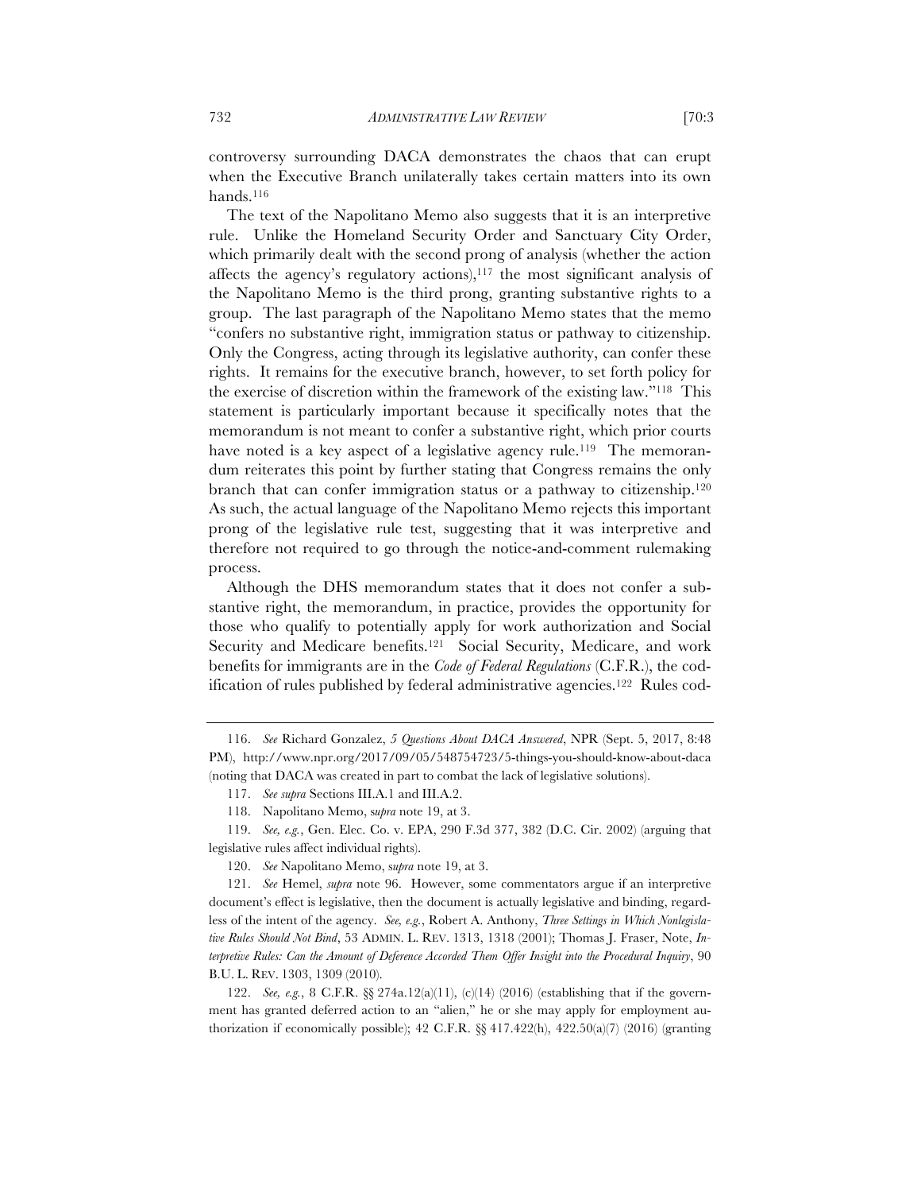controversy surrounding DACA demonstrates the chaos that can erupt when the Executive Branch unilaterally takes certain matters into its own hands.[116]

The text of the Napolitano Memo also suggests that it is an interpretive rule. Unlike the Homeland Security Order and Sanctuary City Order, which primarily dealt with the second prong of analysis (whether the action affects the agency's regulatory actions),[117] the most significant analysis of the Napolitano Memo is the third prong, granting substantive rights to a group. The last paragraph of the Napolitano Memo states that the memo "confers no substantive right, immigration status or pathway to citizenship. Only the Congress, acting through its legislative authority, can confer these rights. It remains for the executive branch, however, to set forth policy for the exercise of discretion within the framework of the existing law."[118] This statement is particularly important because it specifically notes that the memorandum is not meant to confer a substantive right, which prior courts have noted is a key aspect of a legislative agency rule.[119] The memorandum reiterates this point by further stating that Congress remains the only branch that can confer immigration status or a pathway to citizenship.[120] As such, the actual language of the Napolitano Memo rejects this important prong of the legislative rule test, suggesting that it was interpretive and therefore not required to go through the notice-and-comment rulemaking process.

Although the DHS memorandum states that it does not confer a substantive right, the memorandum, in practice, provides the opportunity for those who qualify to potentially apply for work authorization and Social Security and Medicare benefits.[121] Social Security, Medicare, and work benefits for immigrants are in the *Code of Federal Regulations* (C.F.R.), the codification of rules published by federal administrative agencies.[122] Rules cod-

---

116. *See* Richard Gonzalez, *5 Questions About DACA Answered*, NPR (Sept. 5, 2017, 8:48 PM), http://www.npr.org/2017/09/05/548754723/5-things-you-should-know-about-daca (noting that DACA was created in part to combat the lack of legislative solutions).

117. *See supra* Sections III.A.1 and III.A.2.

118. Napolitano Memo, s*upra* note 19, at 3.

119. *See, e.g.*, Gen. Elec. Co. v. EPA, 290 F.3d 377, 382 (D.C. Cir. 2002) (arguing that legislative rules affect individual rights).

120. *See* Napolitano Memo, s*upra* note 19, at 3.

121. *See* Hemel, *supra* note 96. However, some commentators argue if an interpretive document's effect is legislative, then the document is actually legislative and binding, regardless of the intent of the agency. *See, e.g.*, Robert A. Anthony, *Three Settings in Which Nonlegislative Rules Should Not Bind*, 53 ADMIN. L. REV. 1313, 1318 (2001); Thomas J. Fraser, Note, *Interpretive Rules: Can the Amount of Deference Accorded Them Offer Insight into the Procedural Inquiry*, 90 B.U. L. REV. 1303, 1309 (2010).

122. *See, e.g.*, 8 C.F.R. §§ 274a.12(a)(11), (c)(14) (2016) (establishing that if the government has granted deferred action to an "alien," he or she may apply for employment authorization if economically possible); 42 C.F.R. §§ 417.422(h), 422.50(a)(7) (2016) (granting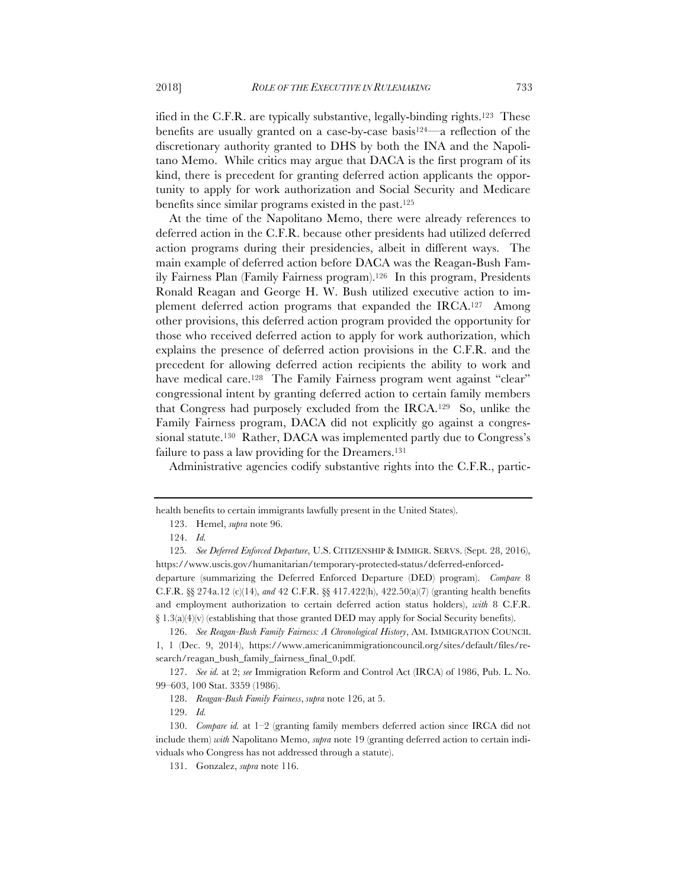ified in the C.F.R. are typically substantive, legally-binding rights.[123] These benefits are usually granted on a case-by-case basis[124]—a reflection of the discretionary authority granted to DHS by both the INA and the Napolitano Memo. While critics may argue that DACA is the first program of its kind, there is precedent for granting deferred action applicants the opportunity to apply for work authorization and Social Security and Medicare benefits since similar programs existed in the past.[125]

At the time of the Napolitano Memo, there were already references to deferred action in the C.F.R. because other presidents had utilized deferred action programs during their presidencies, albeit in different ways. The main example of deferred action before DACA was the Reagan-Bush Family Fairness Plan (Family Fairness program).[126] In this program, Presidents Ronald Reagan and George H. W. Bush utilized executive action to implement deferred action programs that expanded the IRCA.[127] Among other provisions, this deferred action program provided the opportunity for those who received deferred action to apply for work authorization, which explains the presence of deferred action provisions in the C.F.R. and the precedent for allowing deferred action recipients the ability to work and have medical care.[128] The Family Fairness program went against "clear" congressional intent by granting deferred action to certain family members that Congress had purposely excluded from the IRCA.[129] So, unlike the Family Fairness program, DACA did not explicitly go against a congressional statute.[130] Rather, DACA was implemented partly due to Congress's failure to pass a law providing for the Dreamers.[131]

Administrative agencies codify substantive rights into the C.F.R., partic-

---

health benefits to certain immigrants lawfully present in the United States).

123. Hemel, *supra* note 96.

124. *Id.*

125. *See Deferred Enforced Departure*, U.S. CITIZENSHIP & IMMIGR. SERVS. (Sept. 28, 2016), https://www.uscis.gov/humanitarian/temporary-protected-status/deferred-enforced-departure (summarizing the Deferred Enforced Departure (DED) program). *Compare* 8 C.F.R. §§ 274a.12 (c)(14), *and* 42 C.F.R. §§ 417.422(h), 422.50(a)(7) (granting health benefits and employment authorization to certain deferred action status holders), *with* 8 C.F.R. § 1.3(a)(4)(v) (establishing that those granted DED may apply for Social Security benefits).

126. *See Reagan-Bush Family Fairness: A Chronological History*, AM. IMMIGRATION COUNCIL 1, 1 (Dec. 9, 2014), https://www.americanimmigrationcouncil.org/sites/default/files/research/reagan_bush_family_fairness_final_0.pdf.

127. *See id.* at 2; *see* Immigration Reform and Control Act (IRCA) of 1986, Pub. L. No. 99–603, 100 Stat. 3359 (1986).

128. *Reagan-Bush Family Fairness*, *supra* note 126, at 5.

129. *Id.*

130. *Compare id.* at 1–2 (granting family members deferred action since IRCA did not include them) *with* Napolitano Memo, *supra* note 19 (granting deferred action to certain individuals who Congress has not addressed through a statute).

131. Gonzalez, *supra* note 116.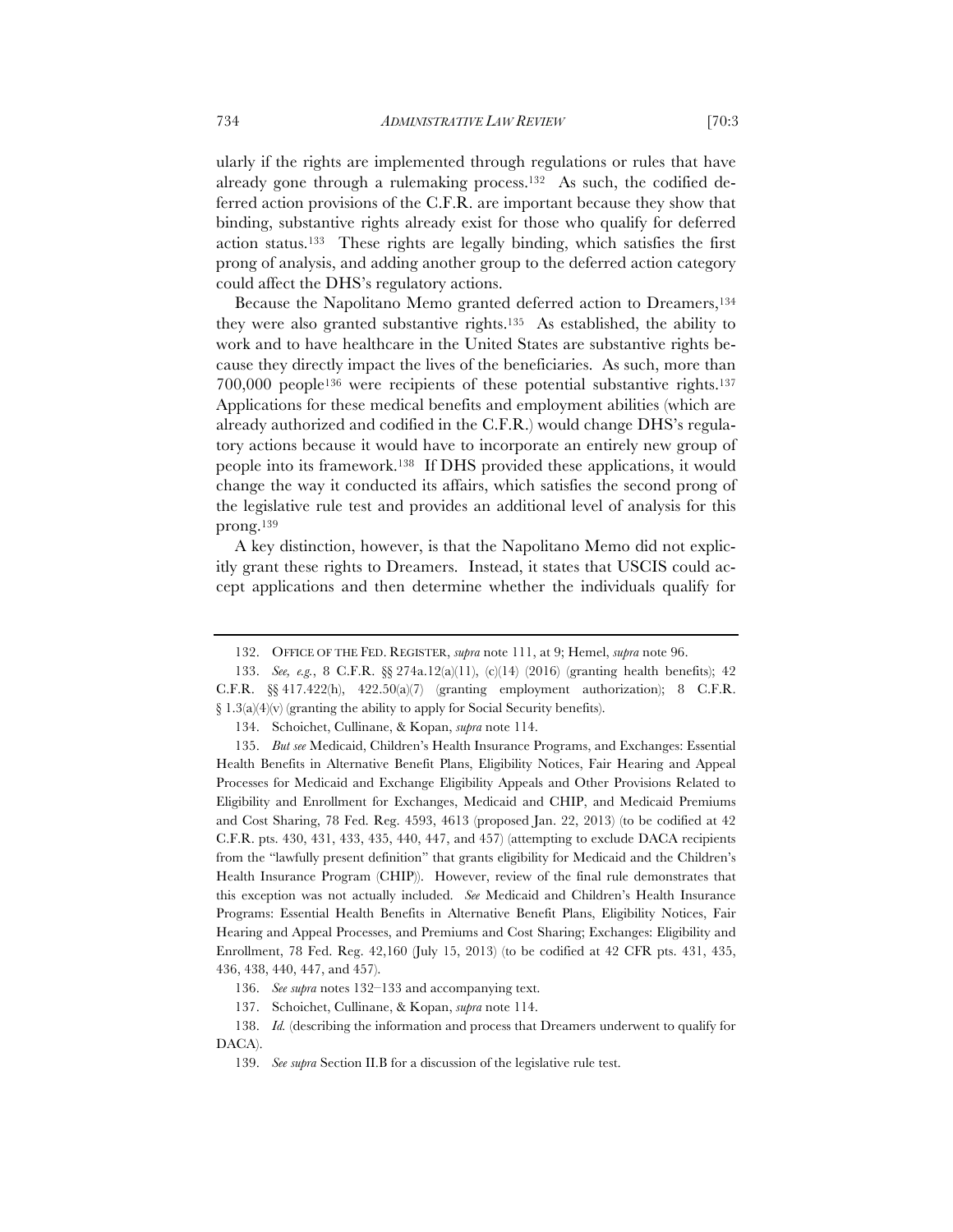ularly if the rights are implemented through regulations or rules that have already gone through a rulemaking process.[132] As such, the codified deferred action provisions of the C.F.R. are important because they show that binding, substantive rights already exist for those who qualify for deferred action status.[133] These rights are legally binding, which satisfies the first prong of analysis, and adding another group to the deferred action category could affect the DHS's regulatory actions.

Because the Napolitano Memo granted deferred action to Dreamers,[134] they were also granted substantive rights.[135] As established, the ability to work and to have healthcare in the United States are substantive rights because they directly impact the lives of the beneficiaries. As such, more than 700,000 people[136] were recipients of these potential substantive rights.[137] Applications for these medical benefits and employment abilities (which are already authorized and codified in the C.F.R.) would change DHS's regulatory actions because it would have to incorporate an entirely new group of people into its framework.[138] If DHS provided these applications, it would change the way it conducted its affairs, which satisfies the second prong of the legislative rule test and provides an additional level of analysis for this prong.[139]

A key distinction, however, is that the Napolitano Memo did not explicitly grant these rights to Dreamers. Instead, it states that USCIS could accept applications and then determine whether the individuals qualify for

---

132. OFFICE OF THE FED. REGISTER, *supra* note 111, at 9; Hemel, *supra* note 96.

133. *See, e.g.*, 8 C.F.R. §§ 274a.12(a)(11), (c)(14) (2016) (granting health benefits); 42 C.F.R. §§ 417.422(h), 422.50(a)(7) (granting employment authorization); 8 C.F.R. § 1.3(a)(4)(v) (granting the ability to apply for Social Security benefits).

134. Schoichet, Cullinane, & Kopan, *supra* note 114.

135. *But see* Medicaid, Children's Health Insurance Programs, and Exchanges: Essential Health Benefits in Alternative Benefit Plans, Eligibility Notices, Fair Hearing and Appeal Processes for Medicaid and Exchange Eligibility Appeals and Other Provisions Related to Eligibility and Enrollment for Exchanges, Medicaid and CHIP, and Medicaid Premiums and Cost Sharing, 78 Fed. Reg. 4593, 4613 (proposed Jan. 22, 2013) (to be codified at 42 C.F.R. pts. 430, 431, 433, 435, 440, 447, and 457) (attempting to exclude DACA recipients from the "lawfully present definition" that grants eligibility for Medicaid and the Children's Health Insurance Program (CHIP)). However, review of the final rule demonstrates that this exception was not actually included. *See* Medicaid and Children's Health Insurance Programs: Essential Health Benefits in Alternative Benefit Plans, Eligibility Notices, Fair Hearing and Appeal Processes, and Premiums and Cost Sharing; Exchanges: Eligibility and Enrollment, 78 Fed. Reg. 42,160 (July 15, 2013) (to be codified at 42 CFR pts. 431, 435, 436, 438, 440, 447, and 457).

136. *See supra* notes 132–133 and accompanying text.

137. Schoichet, Cullinane, & Kopan, *supra* note 114.

138. *Id.* (describing the information and process that Dreamers underwent to qualify for DACA).

139. *See supra* Section II.B for a discussion of the legislative rule test.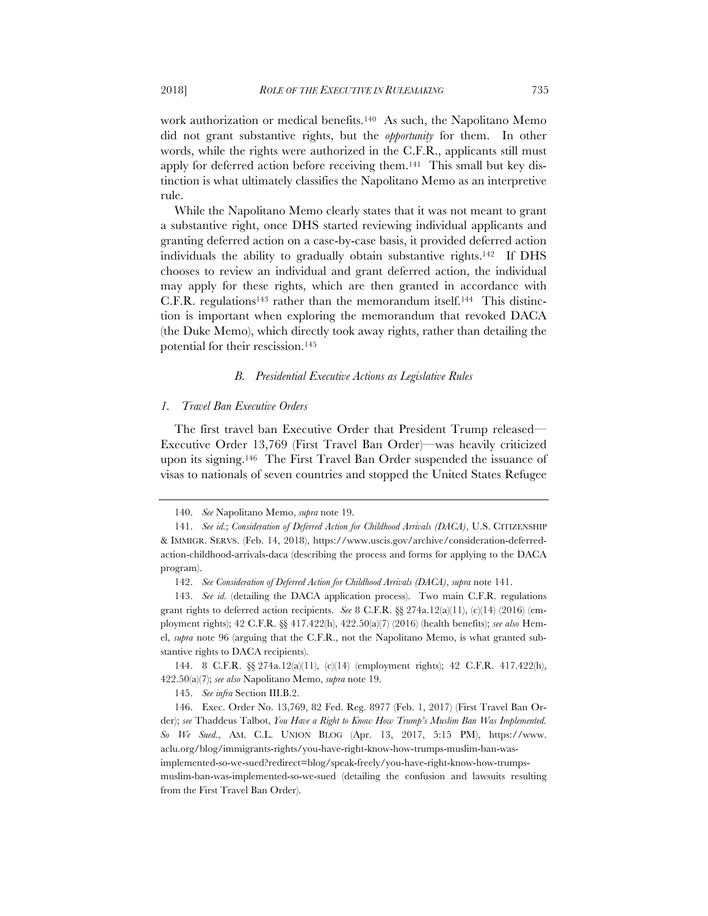work authorization or medical benefits.[140] As such, the Napolitano Memo did not grant substantive rights, but the *opportunity* for them. In other words, while the rights were authorized in the C.F.R., applicants still must apply for deferred action before receiving them.[141] This small but key distinction is what ultimately classifies the Napolitano Memo as an interpretive rule.

While the Napolitano Memo clearly states that it was not meant to grant a substantive right, once DHS started reviewing individual applicants and granting deferred action on a case-by-case basis, it provided deferred action individuals the ability to gradually obtain substantive rights.[142] If DHS chooses to review an individual and grant deferred action, the individual may apply for these rights, which are then granted in accordance with C.F.R. regulations[143] rather than the memorandum itself.[144] This distinction is important when exploring the memorandum that revoked DACA (the Duke Memo), which directly took away rights, rather than detailing the potential for their rescission.[145]

### *B. Presidential Executive Actions as Legislative Rules*

#### *1. Travel Ban Executive Orders*

The first travel ban Executive Order that President Trump released—Executive Order 13,769 (First Travel Ban Order)—was heavily criticized upon its signing.[146] The First Travel Ban Order suspended the issuance of visas to nationals of seven countries and stopped the United States Refugee

---

140. *See* Napolitano Memo, *supra* note 19.

141. *See id.*; *Consideration of Deferred Action for Childhood Arrivals (DACA)*, U.S. CITIZENSHIP & IMMIGR. SERVS. (Feb. 14, 2018), https://www.uscis.gov/archive/consideration-deferred-action-childhood-arrivals-daca (describing the process and forms for applying to the DACA program).

142. *See Consideration of Deferred Action for Childhood Arrivals (DACA)*, *supra* note 141.

143. *See id.* (detailing the DACA application process). Two main C.F.R. regulations grant rights to deferred action recipients. *See* 8 C.F.R. §§ 274a.12(a)(11), (c)(14) (2016) (employment rights); 42 C.F.R. §§ 417.422(h), 422.50(a)(7) (2016) (health benefits); *see also* Hemel, *supra* note 96 (arguing that the C.F.R., not the Napolitano Memo, is what granted substantive rights to DACA recipients).

144. 8 C.F.R. §§ 274a.12(a)(11), (c)(14) (employment rights); 42 C.F.R. 417.422(h), 422.50(a)(7); *see also* Napolitano Memo, *supra* note 19.

145. *See infra* Section III.B.2.

146. Exec. Order No. 13,769, 82 Fed. Reg. 8977 (Feb. 1, 2017) (First Travel Ban Order); *see* Thaddeus Talbot, *You Have a Right to Know How Trump's Muslim Ban Was Implemented. So We Sued.*, AM. C.L. UNION BLOG (Apr. 13, 2017, 5:15 PM), https://www.aclu.org/blog/immigrants-rights/you-have-right-know-how-trumps-muslim-ban-was-implemented-so-we-sued?redirect=blog/speak-freely/you-have-right-know-how-trumps-muslim-ban-was-implemented-so-we-sued (detailing the confusion and lawsuits resulting from the First Travel Ban Order).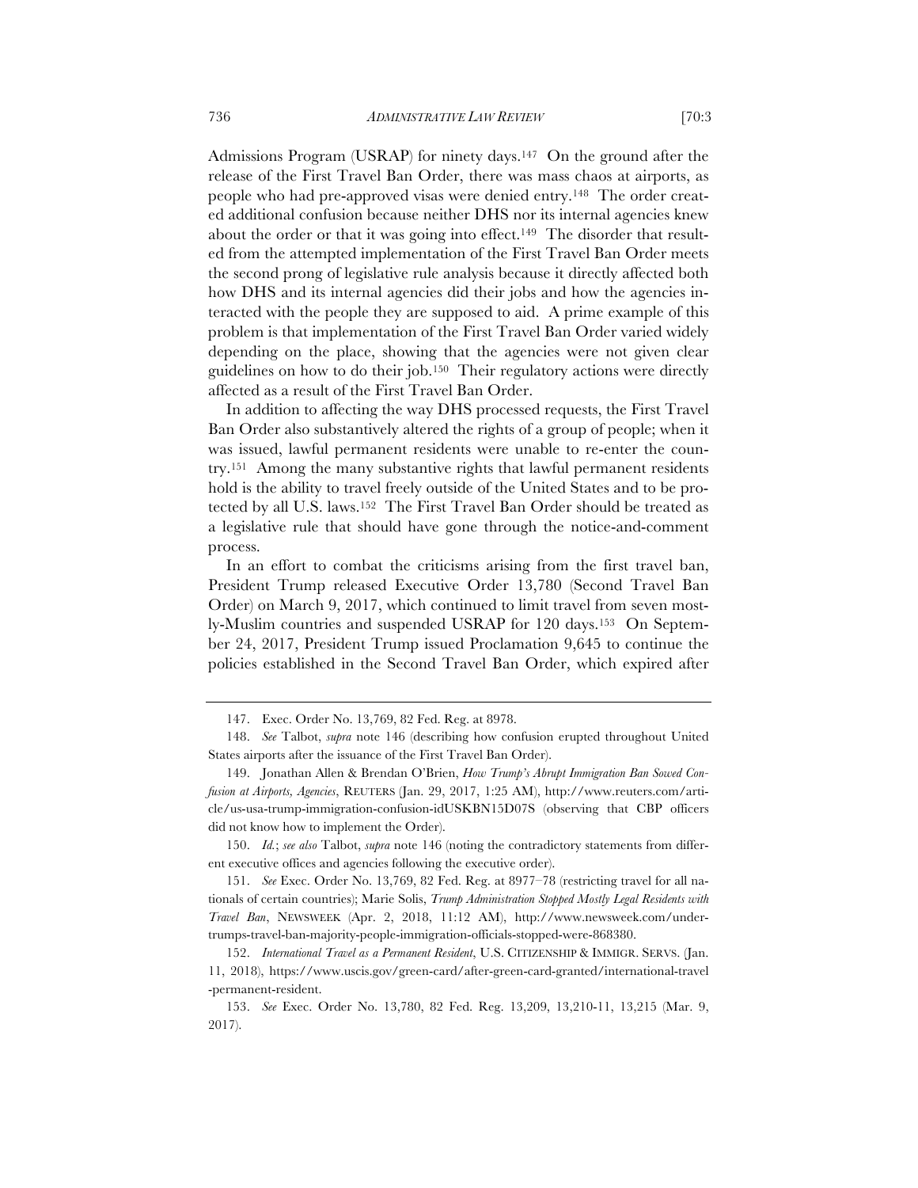Admissions Program (USRAP) for ninety days.[147] On the ground after the release of the First Travel Ban Order, there was mass chaos at airports, as people who had pre-approved visas were denied entry.[148] The order created additional confusion because neither DHS nor its internal agencies knew about the order or that it was going into effect.[149] The disorder that resulted from the attempted implementation of the First Travel Ban Order meets the second prong of legislative rule analysis because it directly affected both how DHS and its internal agencies did their jobs and how the agencies interacted with the people they are supposed to aid. A prime example of this problem is that implementation of the First Travel Ban Order varied widely depending on the place, showing that the agencies were not given clear guidelines on how to do their job.[150] Their regulatory actions were directly affected as a result of the First Travel Ban Order.

In addition to affecting the way DHS processed requests, the First Travel Ban Order also substantively altered the rights of a group of people; when it was issued, lawful permanent residents were unable to re-enter the country.[151] Among the many substantive rights that lawful permanent residents hold is the ability to travel freely outside of the United States and to be protected by all U.S. laws.[152] The First Travel Ban Order should be treated as a legislative rule that should have gone through the notice-and-comment process.

In an effort to combat the criticisms arising from the first travel ban, President Trump released Executive Order 13,780 (Second Travel Ban Order) on March 9, 2017, which continued to limit travel from seven mostly-Muslim countries and suspended USRAP for 120 days.[153] On September 24, 2017, President Trump issued Proclamation 9,645 to continue the policies established in the Second Travel Ban Order, which expired after

---

147. Exec. Order No. 13,769, 82 Fed. Reg. at 8978.

148. *See* Talbot, *supra* note 146 (describing how confusion erupted throughout United States airports after the issuance of the First Travel Ban Order).

149. Jonathan Allen & Brendan O'Brien, *How Trump's Abrupt Immigration Ban Sowed Confusion at Airports, Agencies*, REUTERS (Jan. 29, 2017, 1:25 AM), http://www.reuters.com/article/us-usa-trump-immigration-confusion-idUSKBN15D07S (observing that CBP officers did not know how to implement the Order).

150. *Id.*; *see also* Talbot, *supra* note 146 (noting the contradictory statements from different executive offices and agencies following the executive order).

151. *See* Exec. Order No. 13,769, 82 Fed. Reg. at 8977–78 (restricting travel for all nationals of certain countries); Marie Solis, *Trump Administration Stopped Mostly Legal Residents with Travel Ban*, NEWSWEEK (Apr. 2, 2018, 11:12 AM), http://www.newsweek.com/under-trumps-travel-ban-majority-people-immigration-officials-stopped-were-868380.

152. *International Travel as a Permanent Resident*, U.S. CITIZENSHIP & IMMIGR. SERVS. (Jan. 11, 2018), https://www.uscis.gov/green-card/after-green-card-granted/international-travel-permanent-resident.

153. *See* Exec. Order No. 13,780, 82 Fed. Reg. 13,209, 13,210-11, 13,215 (Mar. 9, 2017).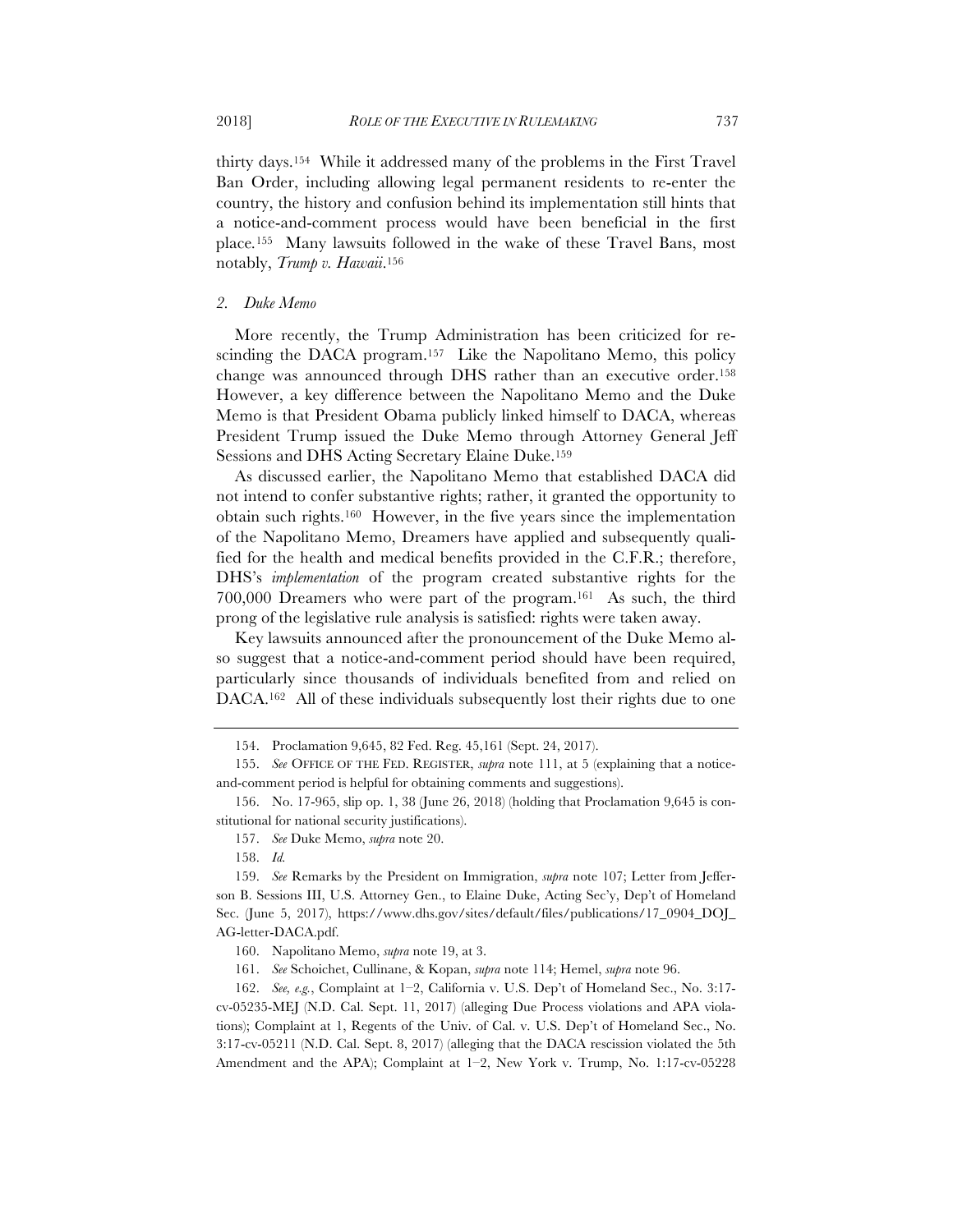thirty days.[154] While it addressed many of the problems in the First Travel Ban Order, including allowing legal permanent residents to re-enter the country, the history and confusion behind its implementation still hints that a notice-and-comment process would have been beneficial in the first place.[155] Many lawsuits followed in the wake of these Travel Bans, most notably, *Trump v. Hawaii*.[156]

### *2. Duke Memo*

More recently, the Trump Administration has been criticized for rescinding the DACA program.[157] Like the Napolitano Memo, this policy change was announced through DHS rather than an executive order.[158] However, a key difference between the Napolitano Memo and the Duke Memo is that President Obama publicly linked himself to DACA, whereas President Trump issued the Duke Memo through Attorney General Jeff Sessions and DHS Acting Secretary Elaine Duke.[159]

As discussed earlier, the Napolitano Memo that established DACA did not intend to confer substantive rights; rather, it granted the opportunity to obtain such rights.[160] However, in the five years since the implementation of the Napolitano Memo, Dreamers have applied and subsequently qualified for the health and medical benefits provided in the C.F.R.; therefore, DHS's *implementation* of the program created substantive rights for the 700,000 Dreamers who were part of the program.[161] As such, the third prong of the legislative rule analysis is satisfied: rights were taken away.

Key lawsuits announced after the pronouncement of the Duke Memo also suggest that a notice-and-comment period should have been required, particularly since thousands of individuals benefited from and relied on DACA.[162] All of these individuals subsequently lost their rights due to one

---

154. Proclamation 9,645, 82 Fed. Reg. 45,161 (Sept. 24, 2017).

155. *See* OFFICE OF THE FED. REGISTER, *supra* note 111, at 5 (explaining that a notice-and-comment period is helpful for obtaining comments and suggestions).

156. No. 17-965, slip op. 1, 38 (June 26, 2018) (holding that Proclamation 9,645 is constitutional for national security justifications).

157. *See* Duke Memo, *supra* note 20.

158. *Id.*

159. *See* Remarks by the President on Immigration, *supra* note 107; Letter from Jefferson B. Sessions III, U.S. Attorney Gen., to Elaine Duke, Acting Sec'y, Dep't of Homeland Sec. (June 5, 2017), https://www.dhs.gov/sites/default/files/publications/17_0904_DOJ_AG-letter-DACA.pdf.

160. Napolitano Memo, *supra* note 19, at 3.

161. *See* Schoichet, Cullinane, & Kopan, *supra* note 114; Hemel, *supra* note 96.

162. *See, e.g.*, Complaint at 1–2, California v. U.S. Dep't of Homeland Sec., No. 3:17-cv-05235-MEJ (N.D. Cal. Sept. 11, 2017) (alleging Due Process violations and APA violations); Complaint at 1, Regents of the Univ. of Cal. v. U.S. Dep't of Homeland Sec., No. 3:17-cv-05211 (N.D. Cal. Sept. 8, 2017) (alleging that the DACA rescission violated the 5th Amendment and the APA); Complaint at 1–2, New York v. Trump, No. 1:17-cv-05228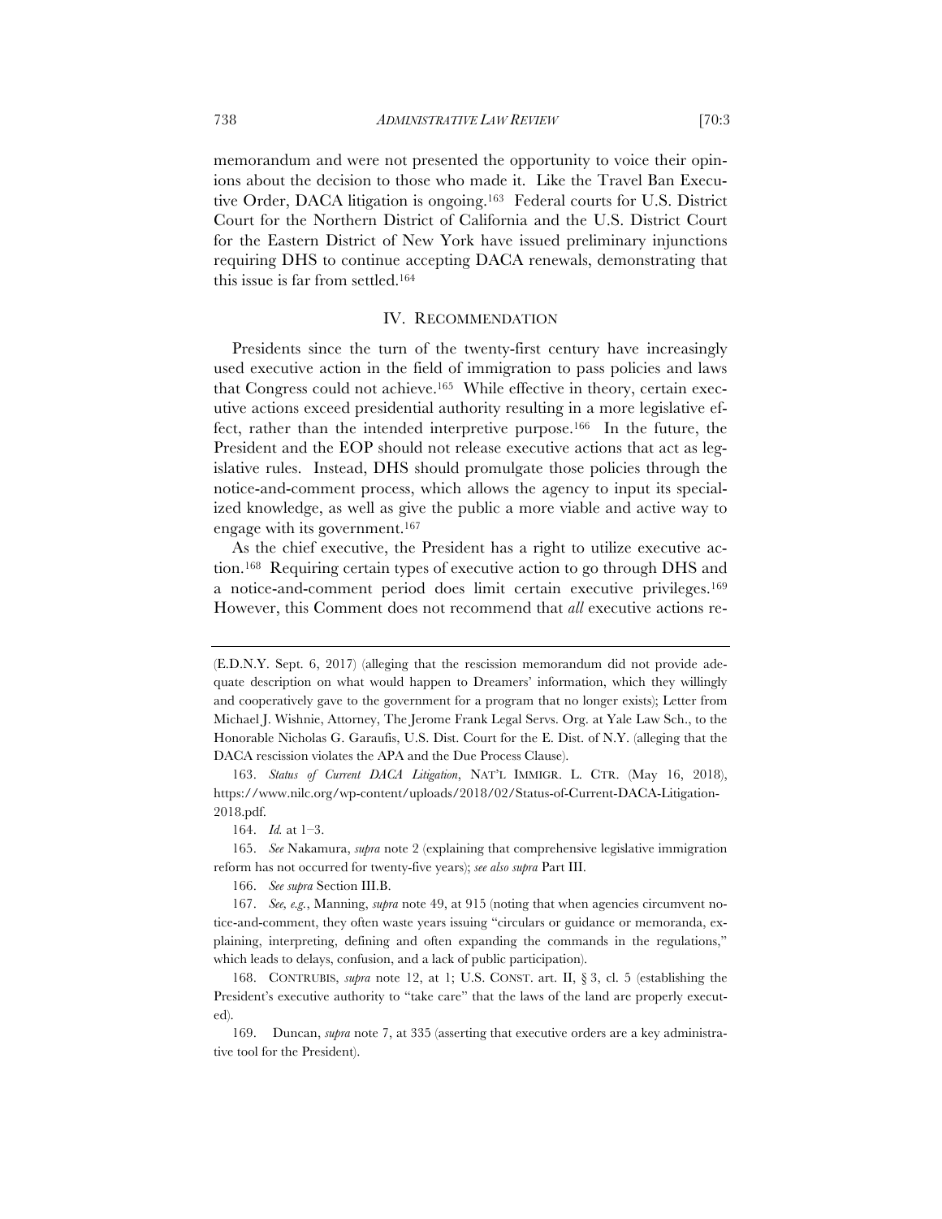memorandum and were not presented the opportunity to voice their opinions about the decision to those who made it. Like the Travel Ban Executive Order, DACA litigation is ongoing.[163] Federal courts for U.S. District Court for the Northern District of California and the U.S. District Court for the Eastern District of New York have issued preliminary injunctions requiring DHS to continue accepting DACA renewals, demonstrating that this issue is far from settled.[164]

## IV. RECOMMENDATION

Presidents since the turn of the twenty-first century have increasingly used executive action in the field of immigration to pass policies and laws that Congress could not achieve.[165] While effective in theory, certain executive actions exceed presidential authority resulting in a more legislative effect, rather than the intended interpretive purpose.[166] In the future, the President and the EOP should not release executive actions that act as legislative rules. Instead, DHS should promulgate those policies through the notice-and-comment process, which allows the agency to input its specialized knowledge, as well as give the public a more viable and active way to engage with its government.[167]

As the chief executive, the President has a right to utilize executive action.[168] Requiring certain types of executive action to go through DHS and a notice-and-comment period does limit certain executive privileges.[169] However, this Comment does not recommend that *all* executive actions re-

---

(E.D.N.Y. Sept. 6, 2017) (alleging that the rescission memorandum did not provide adequate description on what would happen to Dreamers' information, which they willingly and cooperatively gave to the government for a program that no longer exists); Letter from Michael J. Wishnie, Attorney, The Jerome Frank Legal Servs. Org. at Yale Law Sch., to the Honorable Nicholas G. Garaufis, U.S. Dist. Court for the E. Dist. of N.Y. (alleging that the DACA rescission violates the APA and the Due Process Clause).

163. *Status of Current DACA Litigation*, NAT'L IMMIGR. L. CTR. (May 16, 2018), https://www.nilc.org/wp-content/uploads/2018/02/Status-of-Current-DACA-Litigation-2018.pdf.

164. *Id.* at 1–3.

165. *See* Nakamura, *supra* note 2 (explaining that comprehensive legislative immigration reform has not occurred for twenty-five years); *see also supra* Part III.

166. *See supra* Section III.B.

167. *See, e.g.*, Manning, *supra* note 49, at 915 (noting that when agencies circumvent notice-and-comment, they often waste years issuing "circulars or guidance or memoranda, explaining, interpreting, defining and often expanding the commands in the regulations," which leads to delays, confusion, and a lack of public participation).

168. CONTRUBIS, *supra* note 12, at 1; U.S. CONST. art. II, § 3, cl. 5 (establishing the President's executive authority to "take care" that the laws of the land are properly executed).

169. Duncan, *supra* note 7, at 335 (asserting that executive orders are a key administrative tool for the President).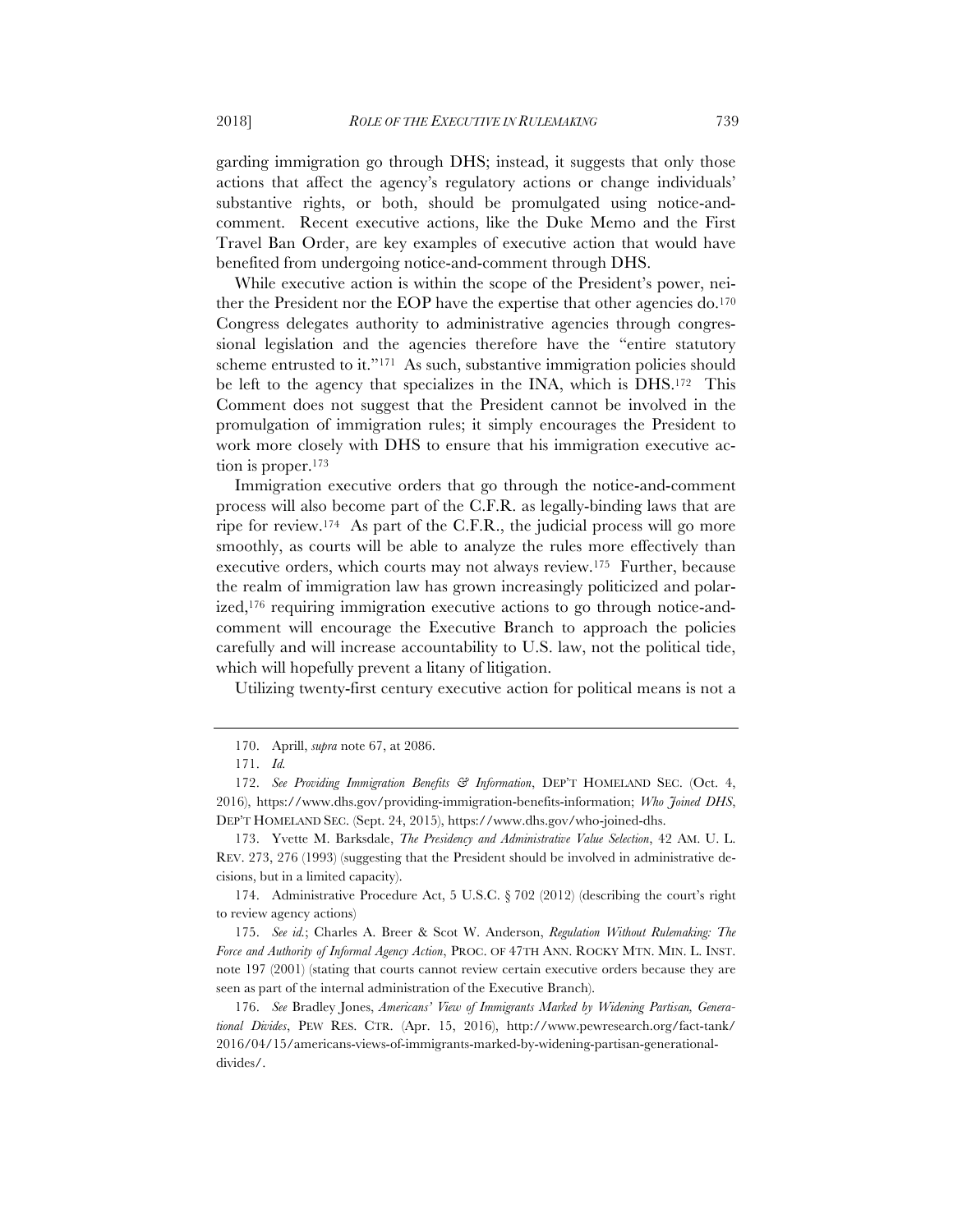garding immigration go through DHS; instead, it suggests that only those actions that affect the agency's regulatory actions or change individuals' substantive rights, or both, should be promulgated using notice-and-comment. Recent executive actions, like the Duke Memo and the First Travel Ban Order, are key examples of executive action that would have benefited from undergoing notice-and-comment through DHS.

While executive action is within the scope of the President's power, neither the President nor the EOP have the expertise that other agencies do.[170] Congress delegates authority to administrative agencies through congressional legislation and the agencies therefore have the "entire statutory scheme entrusted to it."[171] As such, substantive immigration policies should be left to the agency that specializes in the INA, which is DHS.[172] This Comment does not suggest that the President cannot be involved in the promulgation of immigration rules; it simply encourages the President to work more closely with DHS to ensure that his immigration executive action is proper.[173]

Immigration executive orders that go through the notice-and-comment process will also become part of the C.F.R. as legally-binding laws that are ripe for review.[174] As part of the C.F.R., the judicial process will go more smoothly, as courts will be able to analyze the rules more effectively than executive orders, which courts may not always review.[175] Further, because the realm of immigration law has grown increasingly politicized and polarized,[176] requiring immigration executive actions to go through notice-and-comment will encourage the Executive Branch to approach the policies carefully and will increase accountability to U.S. law, not the political tide, which will hopefully prevent a litany of litigation.

Utilizing twenty-first century executive action for political means is not a

---

170. Aprill, *supra* note 67, at 2086.

171. *Id.*

172. *See Providing Immigration Benefits & Information*, DEP'T HOMELAND SEC. (Oct. 4, 2016), https://www.dhs.gov/providing-immigration-benefits-information; *Who Joined DHS*, DEP'T HOMELAND SEC. (Sept. 24, 2015), https://www.dhs.gov/who-joined-dhs.

173. Yvette M. Barksdale, *The Presidency and Administrative Value Selection*, 42 AM. U. L. REV. 273, 276 (1993) (suggesting that the President should be involved in administrative decisions, but in a limited capacity).

174. Administrative Procedure Act, 5 U.S.C. § 702 (2012) (describing the court's right to review agency actions)

175. *See id.*; Charles A. Breer & Scot W. Anderson, *Regulation Without Rulemaking: The Force and Authority of Informal Agency Action*, PROC. OF 47TH ANN. ROCKY MTN. MIN. L. INST. note 197 (2001) (stating that courts cannot review certain executive orders because they are seen as part of the internal administration of the Executive Branch).

176. *See* Bradley Jones, *Americans' View of Immigrants Marked by Widening Partisan, Generational Divides*, PEW RES. CTR. (Apr. 15, 2016), http://www.pewresearch.org/fact-tank/2016/04/15/americans-views-of-immigrants-marked-by-widening-partisan-generational-divides/.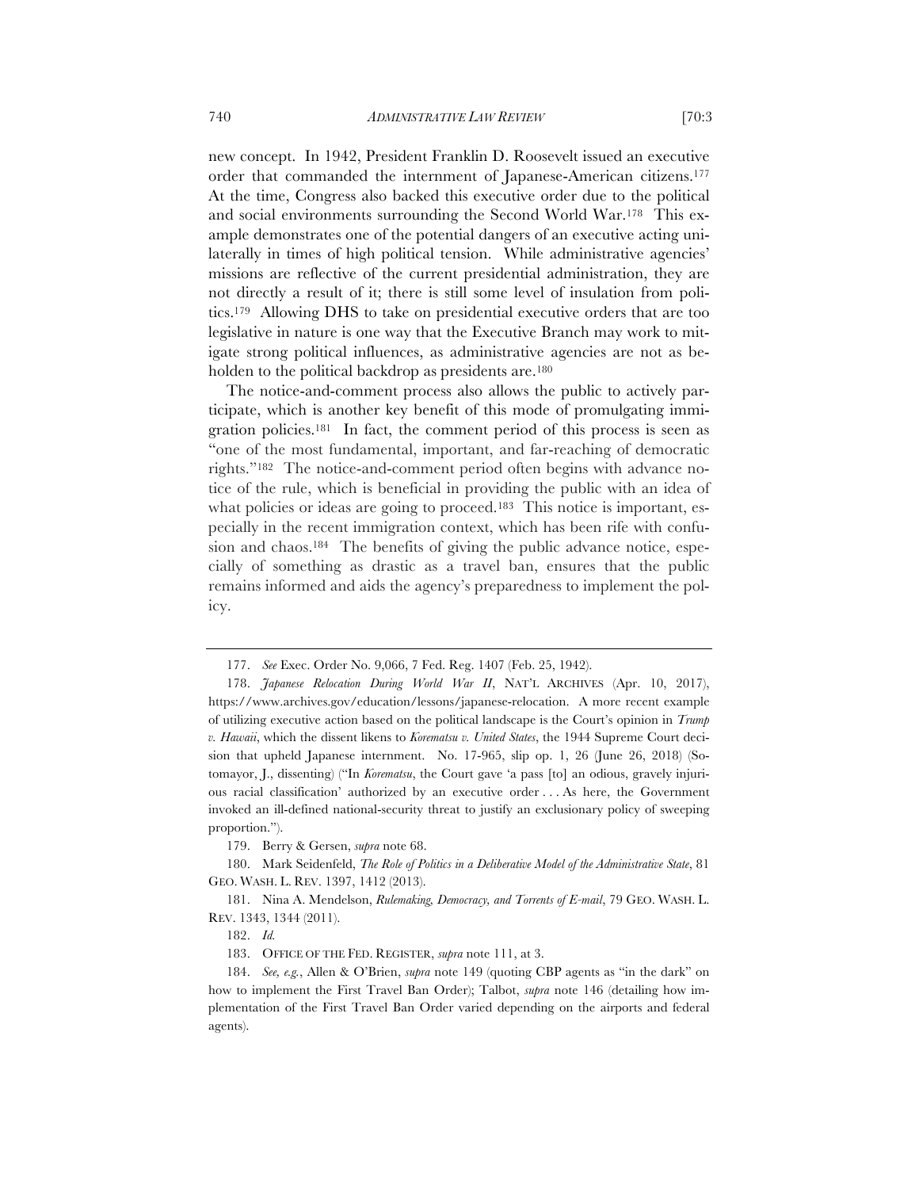new concept. In 1942, President Franklin D. Roosevelt issued an executive order that commanded the internment of Japanese-American citizens.[177] At the time, Congress also backed this executive order due to the political and social environments surrounding the Second World War.[178] This example demonstrates one of the potential dangers of an executive acting unilaterally in times of high political tension. While administrative agencies' missions are reflective of the current presidential administration, they are not directly a result of it; there is still some level of insulation from politics.[179] Allowing DHS to take on presidential executive orders that are too legislative in nature is one way that the Executive Branch may work to mitigate strong political influences, as administrative agencies are not as beholden to the political backdrop as presidents are.[180]

The notice-and-comment process also allows the public to actively participate, which is another key benefit of this mode of promulgating immigration policies.[181] In fact, the comment period of this process is seen as "one of the most fundamental, important, and far-reaching of democratic rights."[182] The notice-and-comment period often begins with advance notice of the rule, which is beneficial in providing the public with an idea of what policies or ideas are going to proceed.[183] This notice is important, especially in the recent immigration context, which has been rife with confusion and chaos.[184] The benefits of giving the public advance notice, especially of something as drastic as a travel ban, ensures that the public remains informed and aids the agency's preparedness to implement the policy.

---

177. *See* Exec. Order No. 9,066, 7 Fed. Reg. 1407 (Feb. 25, 1942).

178. *Japanese Relocation During World War II*, NAT'L ARCHIVES (Apr. 10, 2017), https://www.archives.gov/education/lessons/japanese-relocation. A more recent example of utilizing executive action based on the political landscape is the Court's opinion in *Trump v. Hawaii*, which the dissent likens to *Korematsu v. United States*, the 1944 Supreme Court decision that upheld Japanese internment. No. 17-965, slip op. 1, 26 (June 26, 2018) (Sotomayor, J., dissenting) ("In *Korematsu*, the Court gave 'a pass [to] an odious, gravely injurious racial classification' authorized by an executive order . . . As here, the Government invoked an ill-defined national-security threat to justify an exclusionary policy of sweeping proportion.").

179. Berry & Gersen, *supra* note 68.

180. Mark Seidenfeld, *The Role of Politics in a Deliberative Model of the Administrative State*, 81 GEO. WASH. L. REV. 1397, 1412 (2013).

181. Nina A. Mendelson, *Rulemaking, Democracy, and Torrents of E-mail*, 79 GEO. WASH. L. REV. 1343, 1344 (2011).

182. *Id.*

183. OFFICE OF THE FED. REGISTER, *supra* note 111, at 3.

184. *See, e.g.*, Allen & O'Brien, *supra* note 149 (quoting CBP agents as "in the dark" on how to implement the First Travel Ban Order); Talbot, *supra* note 146 (detailing how implementation of the First Travel Ban Order varied depending on the airports and federal agents).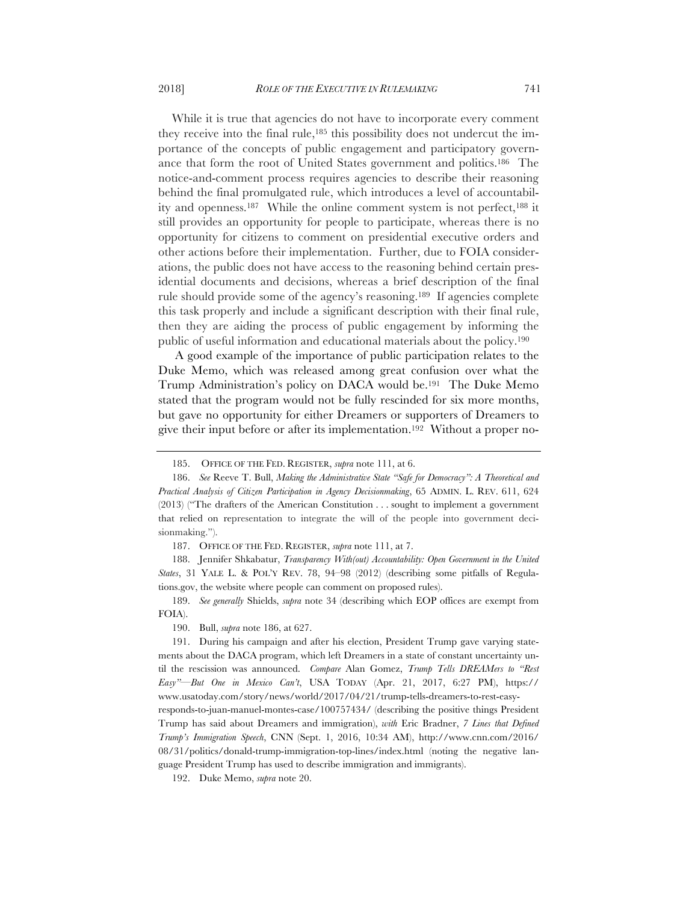While it is true that agencies do not have to incorporate every comment they receive into the final rule,[185] this possibility does not undercut the importance of the concepts of public engagement and participatory governance that form the root of United States government and politics.[186] The notice-and-comment process requires agencies to describe their reasoning behind the final promulgated rule, which introduces a level of accountability and openness.[187] While the online comment system is not perfect,[188] it still provides an opportunity for people to participate, whereas there is no opportunity for citizens to comment on presidential executive orders and other actions before their implementation. Further, due to FOIA considerations, the public does not have access to the reasoning behind certain presidential documents and decisions, whereas a brief description of the final rule should provide some of the agency's reasoning.[189] If agencies complete this task properly and include a significant description with their final rule, then they are aiding the process of public engagement by informing the public of useful information and educational materials about the policy.[190]

A good example of the importance of public participation relates to the Duke Memo, which was released among great confusion over what the Trump Administration's policy on DACA would be.[191] The Duke Memo stated that the program would not be fully rescinded for six more months, but gave no opportunity for either Dreamers or supporters of Dreamers to give their input before or after its implementation.[192] Without a proper no-

---

185. OFFICE OF THE FED. REGISTER, *supra* note 111, at 6.

186. *See* Reeve T. Bull, *Making the Administrative State "Safe for Democracy": A Theoretical and Practical Analysis of Citizen Participation in Agency Decisionmaking*, 65 ADMIN. L. REV. 611, 624 (2013) ("The drafters of the American Constitution . . . sought to implement a government that relied on representation to integrate the will of the people into government decisionmaking.").

187. OFFICE OF THE FED. REGISTER, *supra* note 111, at 7.

188. Jennifer Shkabatur, *Transparency With(out) Accountability: Open Government in the United States*, 31 YALE L. & POL'Y REV. 78, 94–98 (2012) (describing some pitfalls of Regulations.gov, the website where people can comment on proposed rules).

189. *See generally* Shields, *supra* note 34 (describing which EOP offices are exempt from FOIA).

190. Bull, *supra* note 186, at 627.

191. During his campaign and after his election, President Trump gave varying statements about the DACA program, which left Dreamers in a state of constant uncertainty until the rescission was announced. *Compare* Alan Gomez, *Trump Tells DREAMers to "Rest Easy"—But One in Mexico Can't*, USA TODAY (Apr. 21, 2017, 6:27 PM), https://www.usatoday.com/story/news/world/2017/04/21/trump-tells-dreamers-to-rest-easy-responds-to-juan-manuel-montes-case/100757434/ (describing the positive things President Trump has said about Dreamers and immigration), *with* Eric Bradner, *7 Lines that Defined Trump's Immigration Speech*, CNN (Sept. 1, 2016, 10:34 AM), http://www.cnn.com/2016/08/31/politics/donald-trump-immigration-top-lines/index.html (noting the negative language President Trump has used to describe immigration and immigrants).

192. Duke Memo, *supra* note 20.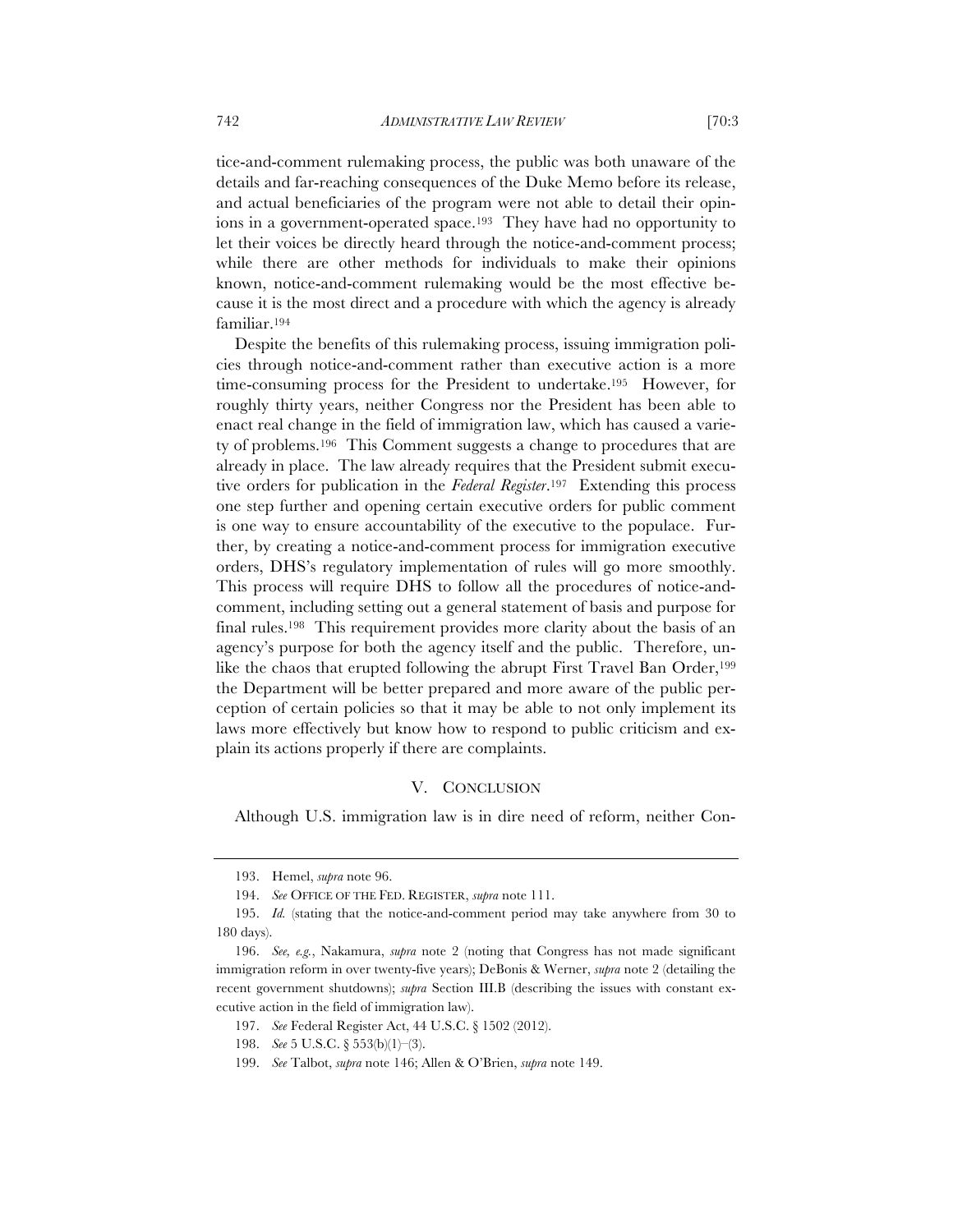tice-and-comment rulemaking process, the public was both unaware of the details and far-reaching consequences of the Duke Memo before its release, and actual beneficiaries of the program were not able to detail their opinions in a government-operated space.[193] They have had no opportunity to let their voices be directly heard through the notice-and-comment process; while there are other methods for individuals to make their opinions known, notice-and-comment rulemaking would be the most effective because it is the most direct and a procedure with which the agency is already familiar.[194]

Despite the benefits of this rulemaking process, issuing immigration policies through notice-and-comment rather than executive action is a more time-consuming process for the President to undertake.[195] However, for roughly thirty years, neither Congress nor the President has been able to enact real change in the field of immigration law, which has caused a variety of problems.[196] This Comment suggests a change to procedures that are already in place. The law already requires that the President submit executive orders for publication in the *Federal Register*.[197] Extending this process one step further and opening certain executive orders for public comment is one way to ensure accountability of the executive to the populace. Further, by creating a notice-and-comment process for immigration executive orders, DHS's regulatory implementation of rules will go more smoothly. This process will require DHS to follow all the procedures of notice-and-comment, including setting out a general statement of basis and purpose for final rules.[198] This requirement provides more clarity about the basis of an agency's purpose for both the agency itself and the public. Therefore, unlike the chaos that erupted following the abrupt First Travel Ban Order,[199] the Department will be better prepared and more aware of the public perception of certain policies so that it may be able to not only implement its laws more effectively but know how to respond to public criticism and explain its actions properly if there are complaints.

## V. CONCLUSION

Although U.S. immigration law is in dire need of reform, neither Con-

---

193. Hemel, *supra* note 96.

194. *See* OFFICE OF THE FED. REGISTER, *supra* note 111.

195. *Id.* (stating that the notice-and-comment period may take anywhere from 30 to 180 days).

196. *See, e.g.*, Nakamura, *supra* note 2 (noting that Congress has not made significant immigration reform in over twenty-five years); DeBonis & Werner, *supra* note 2 (detailing the recent government shutdowns); *supra* Section III.B (describing the issues with constant executive action in the field of immigration law).

197. *See* Federal Register Act, 44 U.S.C. § 1502 (2012).

198. *See* 5 U.S.C. § 553(b)(1)–(3).

199. *See* Talbot, *supra* note 146; Allen & O'Brien, *supra* note 149.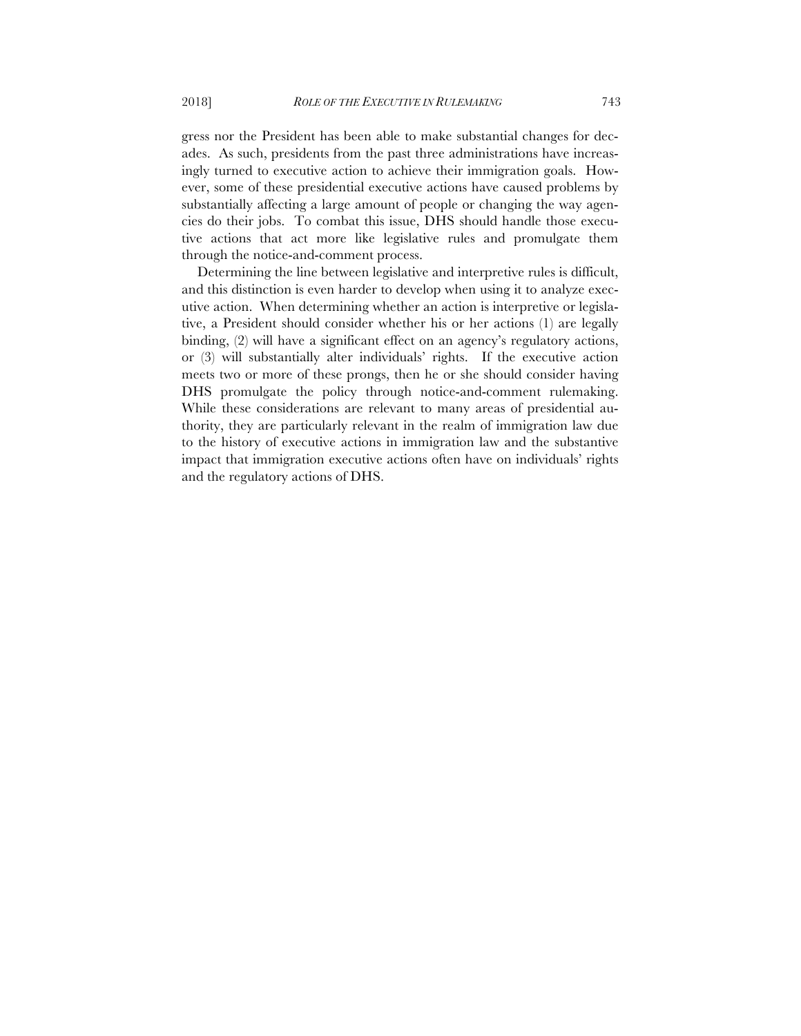gress nor the President has been able to make substantial changes for decades. As such, presidents from the past three administrations have increasingly turned to executive action to achieve their immigration goals. However, some of these presidential executive actions have caused problems by substantially affecting a large amount of people or changing the way agencies do their jobs. To combat this issue, DHS should handle those executive actions that act more like legislative rules and promulgate them through the notice-and-comment process.

Determining the line between legislative and interpretive rules is difficult, and this distinction is even harder to develop when using it to analyze executive action. When determining whether an action is interpretive or legislative, a President should consider whether his or her actions (1) are legally binding, (2) will have a significant effect on an agency's regulatory actions, or (3) will substantially alter individuals' rights. If the executive action meets two or more of these prongs, then he or she should consider having DHS promulgate the policy through notice-and-comment rulemaking. While these considerations are relevant to many areas of presidential authority, they are particularly relevant in the realm of immigration law due to the history of executive actions in immigration law and the substantive impact that immigration executive actions often have on individuals' rights and the regulatory actions of DHS.